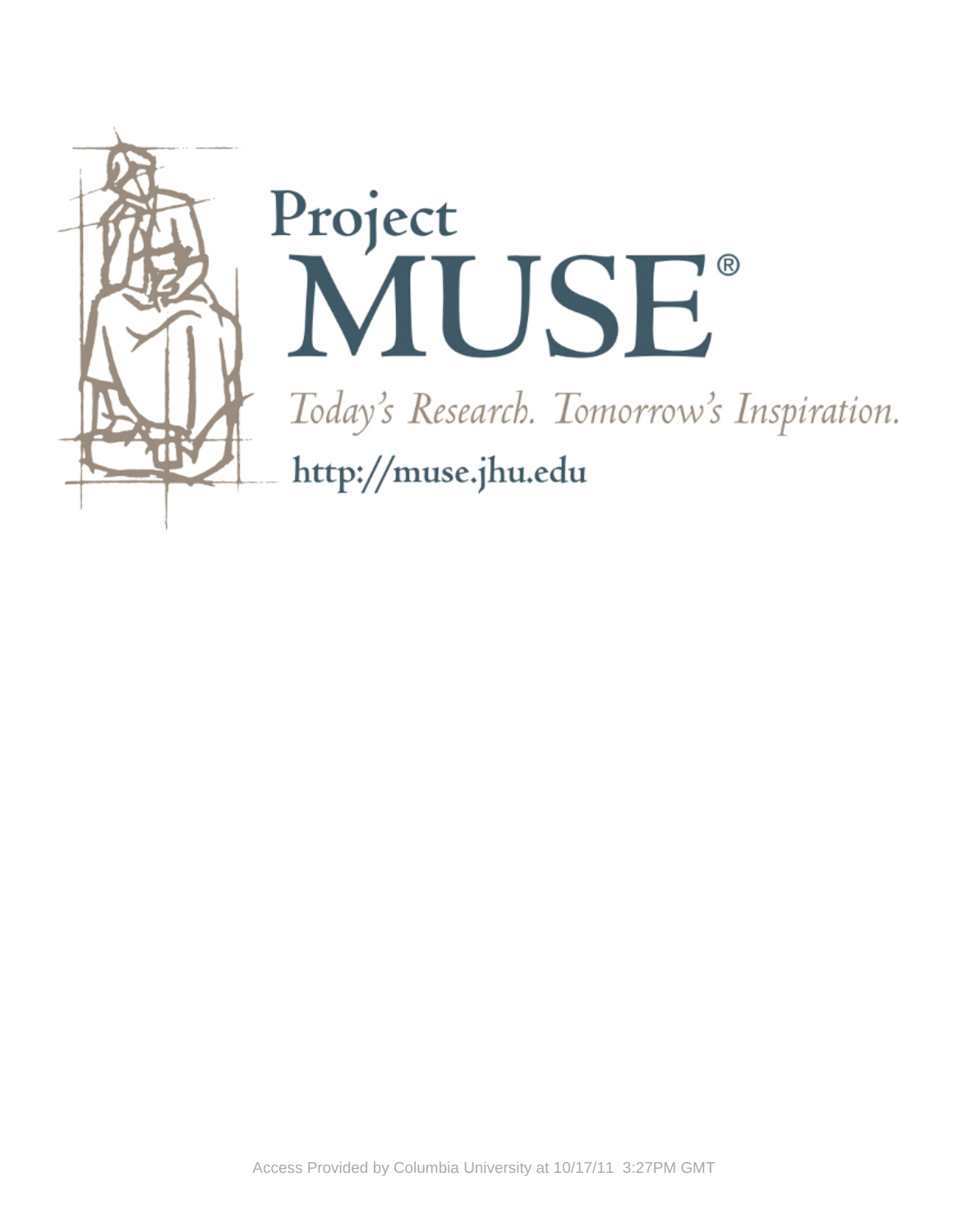Project

MUSE®

*Today's Research. Tomorrow's Inspiration.*

http://muse.jhu.edu

Access Provided by Columbia University at 10/17/11 3:27PM GMT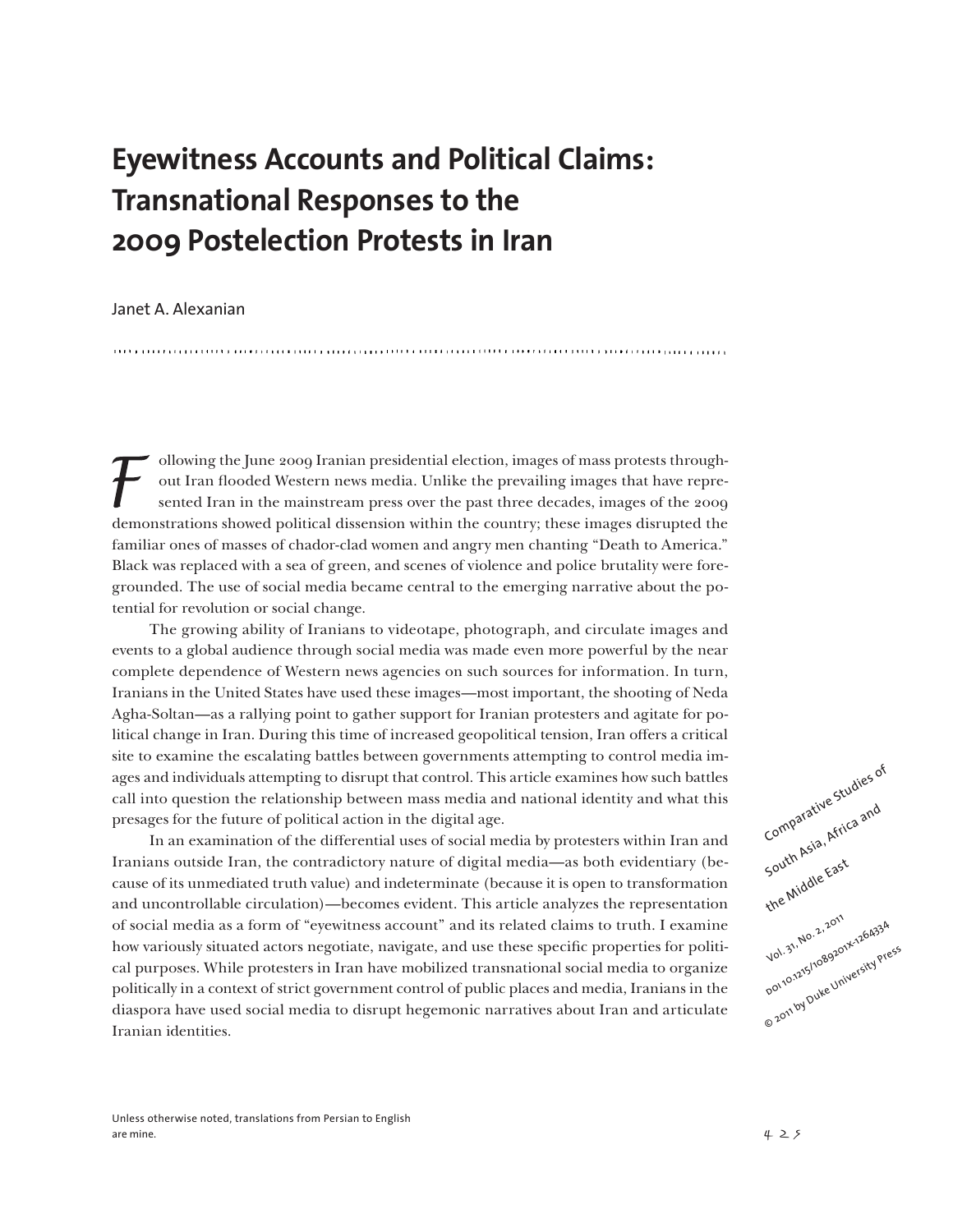# Eyewitness Accounts and Political Claims: Transnational Responses to the 2009 Postelection Protests in Iran

Janet A. Alexanian

Following the June 2009 Iranian presidential election, images of mass protests throughout Iran flooded Western news media. Unlike the prevailing images that have represented Iran in the mainstream press over the past three decades, images of the 2009 demonstrations showed political dissension within the country; these images disrupted the familiar ones of masses of chador-clad women and angry men chanting "Death to America." Black was replaced with a sea of green, and scenes of violence and police brutality were foregrounded. The use of social media became central to the emerging narrative about the potential for revolution or social change.

The growing ability of Iranians to videotape, photograph, and circulate images and events to a global audience through social media was made even more powerful by the near complete dependence of Western news agencies on such sources for information. In turn, Iranians in the United States have used these images—most important, the shooting of Neda Agha-Soltan—as a rallying point to gather support for Iranian protesters and agitate for political change in Iran. During this time of increased geopolitical tension, Iran offers a critical site to examine the escalating battles between governments attempting to control media images and individuals attempting to disrupt that control. This article examines how such battles call into question the relationship between mass media and national identity and what this presages for the future of political action in the digital age.

In an examination of the differential uses of social media by protesters within Iran and Iranians outside Iran, the contradictory nature of digital media—as both evidentiary (because of its unmediated truth value) and indeterminate (because it is open to transformation and uncontrollable circulation)—becomes evident. This article analyzes the representation of social media as a form of "eyewitness account" and its related claims to truth. I examine how variously situated actors negotiate, navigate, and use these specific properties for political purposes. While protesters in Iran have mobilized transnational social media to organize politically in a context of strict government control of public places and media, Iranians in the diaspora have used social media to disrupt hegemonic narratives about Iran and articulate Iranian identities.

Unless otherwise noted, translations from Persian to English are mine.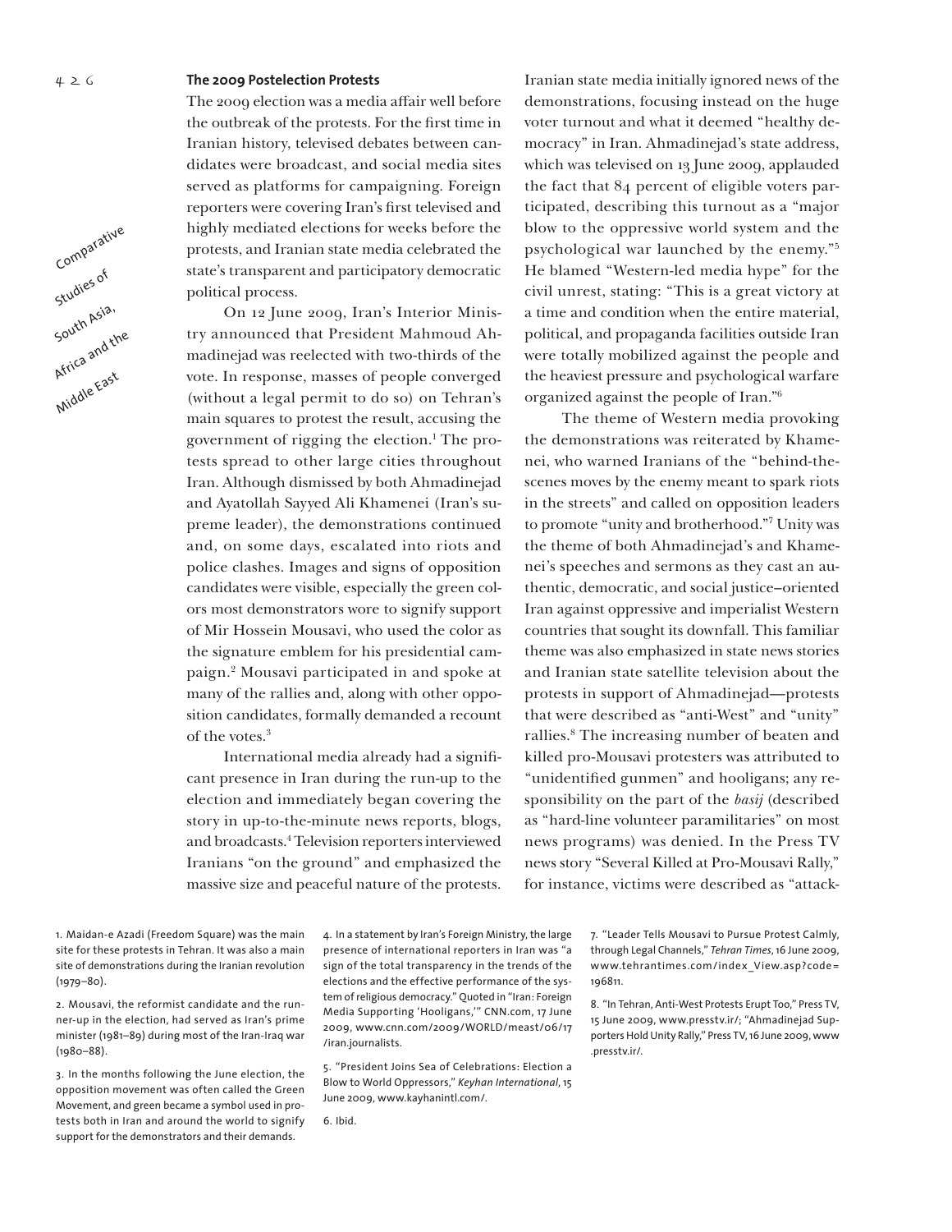## The 2009 Postelection Protests

The 2009 election was a media affair well before the outbreak of the protests. For the first time in Iranian history, televised debates between candidates were broadcast, and social media sites served as platforms for campaigning. Foreign reporters were covering Iran's first televised and highly mediated elections for weeks before the protests, and Iranian state media celebrated the state's transparent and participatory democratic political process.

On 12 June 2009, Iran's Interior Ministry announced that President Mahmoud Ahmadinejad was reelected with two-thirds of the vote. In response, masses of people converged (without a legal permit to do so) on Tehran's main squares to protest the result, accusing the government of rigging the election.[1] The protests spread to other large cities throughout Iran. Although dismissed by both Ahmadinejad and Ayatollah Sayyed Ali Khamenei (Iran's supreme leader), the demonstrations continued and, on some days, escalated into riots and police clashes. Images and signs of opposition candidates were visible, especially the green colors most demonstrators wore to signify support of Mir Hossein Mousavi, who used the color as the signature emblem for his presidential campaign.[2] Mousavi participated in and spoke at many of the rallies and, along with other opposition candidates, formally demanded a recount of the votes.[3]

International media already had a significant presence in Iran during the run-up to the election and immediately began covering the story in up-to-the-minute news reports, blogs, and broadcasts.[4] Television reporters interviewed Iranians "on the ground" and emphasized the massive size and peaceful nature of the protests. Iranian state media initially ignored news of the demonstrations, focusing instead on the huge voter turnout and what it deemed "healthy democracy" in Iran. Ahmadinejad's state address, which was televised on 13 June 2009, applauded the fact that 84 percent of eligible voters participated, describing this turnout as a "major blow to the oppressive world system and the psychological war launched by the enemy."[5] He blamed "Western-led media hype" for the civil unrest, stating: "This is a great victory at a time and condition when the entire material, political, and propaganda facilities outside Iran were totally mobilized against the people and the heaviest pressure and psychological warfare organized against the people of Iran."[6]

The theme of Western media provoking the demonstrations was reiterated by Khamenei, who warned Iranians of the "behind-the-scenes moves by the enemy meant to spark riots in the streets" and called on opposition leaders to promote "unity and brotherhood."[7] Unity was the theme of both Ahmadinejad's and Khamenei's speeches and sermons as they cast an authentic, democratic, and social justice–oriented Iran against oppressive and imperialist Western countries that sought its downfall. This familiar theme was also emphasized in state news stories and Iranian state satellite television about the protests in support of Ahmadinejad—protests that were described as "anti-West" and "unity" rallies.[8] The increasing number of beaten and killed pro-Mousavi protesters was attributed to "unidentified gunmen" and hooligans; any responsibility on the part of the *basij* (described as "hard-line volunteer paramilitaries" on most news programs) was denied. In the Press TV news story "Several Killed at Pro-Mousavi Rally," for instance, victims were described as "attack-

1. Maidan-e Azadi (Freedom Square) was the main site for these protests in Tehran. It was also a main site of demonstrations during the Iranian revolution (1979–80).

2. Mousavi, the reformist candidate and the runner-up in the election, had served as Iran's prime minister (1981–89) during most of the Iran-Iraq war (1980–88).

3. In the months following the June election, the opposition movement was often called the Green Movement, and green became a symbol used in protests both in Iran and around the world to signify support for the demonstrators and their demands.

4. In a statement by Iran's Foreign Ministry, the large presence of international reporters in Iran was "a sign of the total transparency in the trends of the elections and the effective performance of the system of religious democracy." Quoted in "Iran: Foreign Media Supporting 'Hooligans,'" CNN.com, 17 June 2009, www.cnn.com/2009/WORLD/meast/06/17/iran.journalists.

5. "President Joins Sea of Celebrations: Election a Blow to World Oppressors," *Keyhan International*, 15 June 2009, www.kayhanintl.com/.

6. Ibid.

7. "Leader Tells Mousavi to Pursue Protest Calmly, through Legal Channels," *Tehran Times*, 16 June 2009, www.tehrantimes.com/index_View.asp?code=196811.

8. "In Tehran, Anti-West Protests Erupt Too," Press TV, 15 June 2009, www.presstv.ir/; "Ahmadinejad Supporters Hold Unity Rally," Press TV, 16 June 2009, www.presstv.ir/.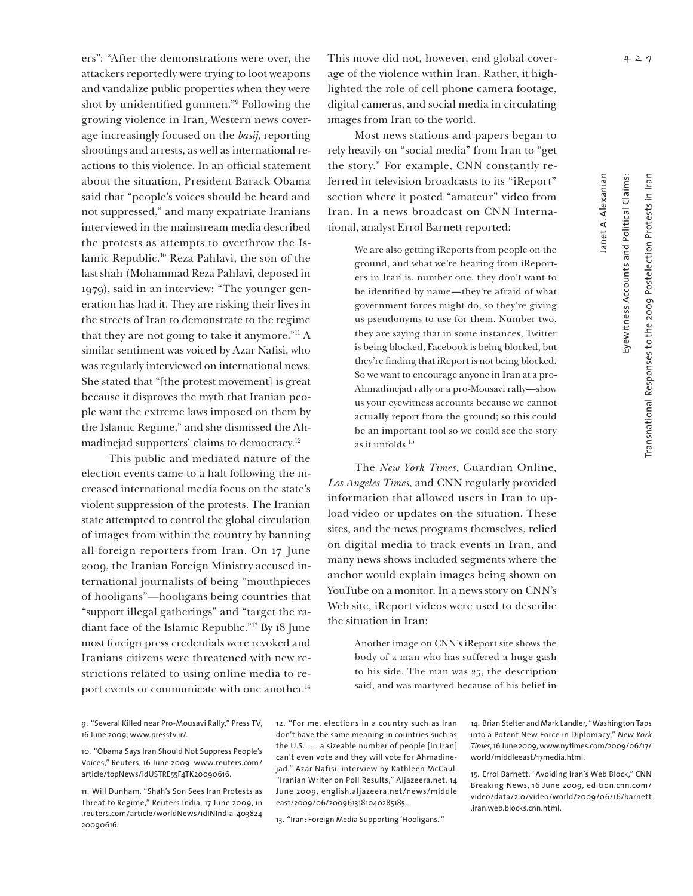ers": "After the demonstrations were over, the attackers reportedly were trying to loot weapons and vandalize public properties when they were shot by unidentified gunmen."[9] Following the growing violence in Iran, Western news coverage increasingly focused on the *basij*, reporting shootings and arrests, as well as international reactions to this violence. In an official statement about the situation, President Barack Obama said that "people's voices should be heard and not suppressed," and many expatriate Iranians interviewed in the mainstream media described the protests as attempts to overthrow the Islamic Republic.[10] Reza Pahlavi, the son of the last shah (Mohammad Reza Pahlavi, deposed in 1979), said in an interview: "The younger generation has had it. They are risking their lives in the streets of Iran to demonstrate to the regime that they are not going to take it anymore."[11] A similar sentiment was voiced by Azar Nafisi, who was regularly interviewed on international news. She stated that "[the protest movement] is great because it disproves the myth that Iranian people want the extreme laws imposed on them by the Islamic Regime," and she dismissed the Ahmadinejad supporters' claims to democracy.[12]

This public and mediated nature of the election events came to a halt following the increased international media focus on the state's violent suppression of the protests. The Iranian state attempted to control the global circulation of images from within the country by banning all foreign reporters from Iran. On 17 June 2009, the Iranian Foreign Ministry accused international journalists of being "mouthpieces of hooligans"—hooligans being countries that "support illegal gatherings" and "target the radiant face of the Islamic Republic."[13] By 18 June most foreign press credentials were revoked and Iranians citizens were threatened with new restrictions related to using online media to report events or communicate with one another.[14] This move did not, however, end global coverage of the violence within Iran. Rather, it highlighted the role of cell phone camera footage, digital cameras, and social media in circulating images from Iran to the world.

Most news stations and papers began to rely heavily on "social media" from Iran to "get the story." For example, CNN constantly referred in television broadcasts to its "iReport" section where it posted "amateur" video from Iran. In a news broadcast on CNN International, analyst Errol Barnett reported:

> We are also getting iReports from people on the ground, and what we're hearing from iReporters in Iran is, number one, they don't want to be identified by name—they're afraid of what government forces might do, so they're giving us pseudonyms to use for them. Number two, they are saying that in some instances, Twitter is being blocked, Facebook is being blocked, but they're finding that iReport is not being blocked. So we want to encourage anyone in Iran at a pro-Ahmadinejad rally or a pro-Mousavi rally—show us your eyewitness accounts because we cannot actually report from the ground; so this could be an important tool so we could see the story as it unfolds.[15]

The *New York Times*, Guardian Online, *Los Angeles Times*, and CNN regularly provided information that allowed users in Iran to upload video or updates on the situation. These sites, and the news programs themselves, relied on digital media to track events in Iran, and many news shows included segments where the anchor would explain images being shown on YouTube on a monitor. In a news story on CNN's Web site, iReport videos were used to describe the situation in Iran:

> Another image on CNN's iReport site shows the body of a man who has suffered a huge gash to his side. The man was 25, the description said, and was martyred because of his belief in

9. "Several Killed near Pro-Mousavi Rally," Press TV, 16 June 2009, www.presstv.ir/.

10. "Obama Says Iran Should Not Suppress People's Voices," Reuters, 16 June 2009, www.reuters.com/article/topNews/idUSTRE55F4TK20090616.

11. Will Dunham, "Shah's Son Sees Iran Protests as Threat to Regime," Reuters India, 17 June 2009, in .reuters.com/article/worldNews/idINIndia-40382420090616.

12. "For me, elections in a country such as Iran don't have the same meaning in countries such as the U.S. . . . a sizeable number of people [in Iran] can't even vote and they will vote for Ahmadinejad." Azar Nafisi, interview by Kathleen McCaul, "Iranian Writer on Poll Results," Aljazeera.net, 14 June 2009, english.aljazeera.net/news/middleeast/2009/06/2009613181040285185.

13. "Iran: Foreign Media Supporting 'Hooligans.'"

14. Brian Stelter and Mark Landler, "Washington Taps into a Potent New Force in Diplomacy," *New York Times*, 16 June 2009, www.nytimes.com/2009/06/17/world/middleeast/17media.html.

15. Errol Barnett, "Avoiding Iran's Web Block," CNN Breaking News, 16 June 2009, edition.cnn.com/video/data/2.0/video/world/2009/06/16/barnett.iran.web.blocks.cnn.html.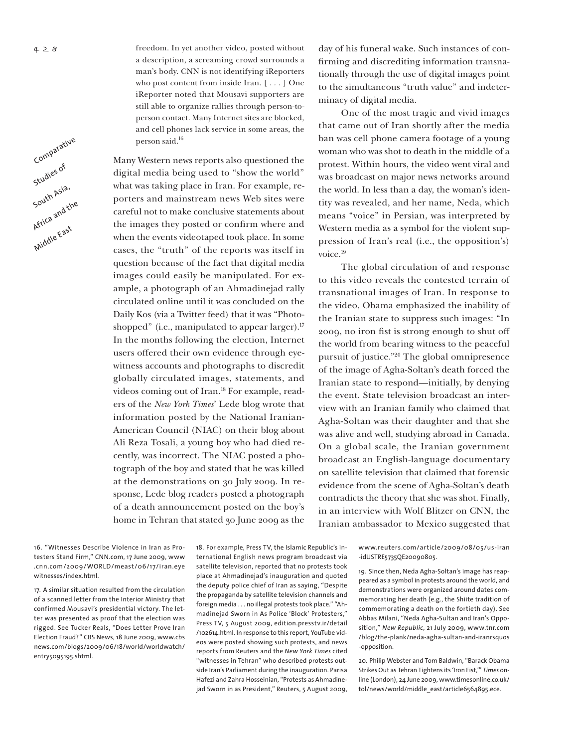freedom. In yet another video, posted without a description, a screaming crowd surrounds a man's body. CNN is not identifying iReporters who post content from inside Iran. [ . . . ] One iReporter noted that Mousavi supporters are still able to organize rallies through person-to-person contact. Many Internet sites are blocked, and cell phones lack service in some areas, the person said.[16]

Many Western news reports also questioned the digital media being used to "show the world" what was taking place in Iran. For example, reporters and mainstream news Web sites were careful not to make conclusive statements about the images they posted or confirm where and when the events videotaped took place. In some cases, the "truth" of the reports was itself in question because of the fact that digital media images could easily be manipulated. For example, a photograph of an Ahmadinejad rally circulated online until it was concluded on the Daily Kos (via a Twitter feed) that it was "Photoshopped" (i.e., manipulated to appear larger).[17] In the months following the election, Internet users offered their own evidence through eyewitness accounts and photographs to discredit globally circulated images, statements, and videos coming out of Iran.[18] For example, readers of the *New York Times*' Lede blog wrote that information posted by the National Iranian-American Council (NIAC) on their blog about Ali Reza Tosali, a young boy who had died recently, was incorrect. The NIAC posted a photograph of the boy and stated that he was killed at the demonstrations on 30 July 2009. In response, Lede blog readers posted a photograph of a death announcement posted on the boy's home in Tehran that stated 30 June 2009 as the day of his funeral wake. Such instances of confirming and discrediting information transnationally through the use of digital images point to the simultaneous "truth value" and indeterminacy of digital media.

One of the most tragic and vivid images that came out of Iran shortly after the media ban was cell phone camera footage of a young woman who was shot to death in the middle of a protest. Within hours, the video went viral and was broadcast on major news networks around the world. In less than a day, the woman's identity was revealed, and her name, Neda, which means "voice" in Persian, was interpreted by Western media as a symbol for the violent suppression of Iran's real (i.e., the opposition's) voice.[19]

The global circulation of and response to this video reveals the contested terrain of transnational images of Iran. In response to the video, Obama emphasized the inability of the Iranian state to suppress such images: "In 2009, no iron fist is strong enough to shut off the world from bearing witness to the peaceful pursuit of justice."[20] The global omnipresence of the image of Agha-Soltan's death forced the Iranian state to respond—initially, by denying the event. State television broadcast an interview with an Iranian family who claimed that Agha-Soltan was their daughter and that she was alive and well, studying abroad in Canada. On a global scale, the Iranian government broadcast an English-language documentary on satellite television that claimed that forensic evidence from the scene of Agha-Soltan's death contradicts the theory that she was shot. Finally, in an interview with Wolf Blitzer on CNN, the Iranian ambassador to Mexico suggested that

16. "Witnesses Describe Violence in Iran as Protesters Stand Firm," CNN.com, 17 June 2009, www.cnn.com/2009/WORLD/meast/06/17/iran.eyewitnesses/index.html.

17. A similar situation resulted from the circulation of a scanned letter from the Interior Ministry that confirmed Mousavi's presidential victory. The letter was presented as proof that the election was rigged. See Tucker Reals, "Does Letter Prove Iran Election Fraud?" CBS News, 18 June 2009, www.cbsnews.com/blogs/2009/06/18/world/worldwatch/entry5095195.shtml.

18. For example, Press TV, the Islamic Republic's international English news program broadcast via satellite television, reported that no protests took place at Ahmadinejad's inauguration and quoted the deputy police chief of Iran as saying, "Despite the propaganda by satellite television channels and foreign media . . . no illegal protests took place." "Ahmadinejad Sworn in As Police 'Block' Protesters," Press TV, 5 August 2009, edition.presstv.ir/detail/102614.html. In response to this report, YouTube videos were posted showing such protests, and news reports from Reuters and the *New York Times* cited "witnesses in Tehran" who described protests outside Iran's Parliament during the inauguration. Parisa Hafezi and Zahra Hosseinian, "Protests as Ahmadinejad Sworn in as President," Reuters, 5 August 2009, www.reuters.com/article/2009/08/05/us-iran-idUSTRE5735QE20090805.

19. Since then, Neda Agha-Soltan's image has reappeared as a symbol in protests around the world, and demonstrations were organized around dates commemorating her death (e.g., the Shiite tradition of commemorating a death on the fortieth day). See Abbas Milani, "Neda Agha-Sultan and Iran's Opposition," *New Republic*, 21 July 2009, www.tnr.com/blog/the-plank/neda-agha-sultan-and-iranrsquos-opposition.

20. Philip Webster and Tom Baldwin, "Barack Obama Strikes Out as Tehran Tightens its 'Iron Fist,'" *Times* online (London), 24 June 2009, www.timesonline.co.uk/tol/news/world/middle_east/article6564895.ece.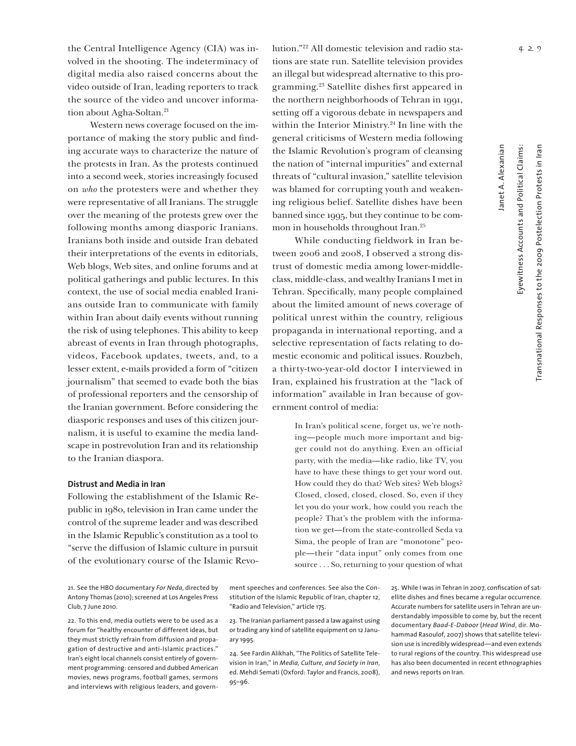the Central Intelligence Agency (CIA) was involved in the shooting. The indeterminacy of digital media also raised concerns about the video outside of Iran, leading reporters to track the source of the video and uncover information about Agha-Soltan.[21]

Western news coverage focused on the importance of making the story public and finding accurate ways to characterize the nature of the protests in Iran. As the protests continued into a second week, stories increasingly focused on *who* the protesters were and whether they were representative of all Iranians. The struggle over the meaning of the protests grew over the following months among diasporic Iranians. Iranians both inside and outside Iran debated their interpretations of the events in editorials, Web blogs, Web sites, and online forums and at political gatherings and public lectures. In this context, the use of social media enabled Iranians outside Iran to communicate with family within Iran about daily events without running the risk of using telephones. This ability to keep abreast of events in Iran through photographs, videos, Facebook updates, tweets, and, to a lesser extent, e-mails provided a form of "citizen journalism" that seemed to evade both the bias of professional reporters and the censorship of the Iranian government. Before considering the diasporic responses and uses of this citizen journalism, it is useful to examine the media landscape in postrevolution Iran and its relationship to the Iranian diaspora.

### Distrust and Media in Iran

Following the establishment of the Islamic Republic in 1980, television in Iran came under the control of the supreme leader and was described in the Islamic Republic's constitution as a tool to "serve the diffusion of Islamic culture in pursuit of the evolutionary course of the Islamic Revolution."[22] All domestic television and radio stations are state run. Satellite television provides an illegal but widespread alternative to this programming.[23] Satellite dishes first appeared in the northern neighborhoods of Tehran in 1991, setting off a vigorous debate in newspapers and within the Interior Ministry.[24] In line with the general criticisms of Western media following the Islamic Revolution's program of cleansing the nation of "internal impurities" and external threats of "cultural invasion," satellite television was blamed for corrupting youth and weakening religious belief. Satellite dishes have been banned since 1995, but they continue to be common in households throughout Iran.[25]

While conducting fieldwork in Iran between 2006 and 2008, I observed a strong distrust of domestic media among lower-middle-class, middle-class, and wealthy Iranians I met in Tehran. Specifically, many people complained about the limited amount of news coverage of political unrest within the country, religious propaganda in international reporting, and a selective representation of facts relating to domestic economic and political issues. Rouzbeh, a thirty-two-year-old doctor I interviewed in Iran, explained his frustration at the "lack of information" available in Iran because of government control of media:

> In Iran's political scene, forget us, we're nothing—people much more important and bigger could not do anything. Even an official party, with the media—like radio, like TV, you have to have these things to get your word out. How could they do that? Web sites? Web blogs? Closed, closed, closed, closed. So, even if they let you do your work, how could you reach the people? That's the problem with the information we get—from the state-controlled Seda va Sima, the people of Iran are "monotone" people—their "data input" only comes from one source . . . So, returning to your question of what

---

21. See the HBO documentary *For Neda*, directed by Antony Thomas (2010); screened at Los Angeles Press Club, 7 June 2010.

22. To this end, media outlets were to be used as a forum for "healthy encounter of different ideas, but they must strictly refrain from diffusion and propagation of destructive and anti-Islamic practices." Iran's eight local channels consist entirely of government programming: censored and dubbed American movies, news programs, football games, sermons and interviews with religious leaders, and government speeches and conferences. See also the Constitution of the Islamic Republic of Iran, chapter 12, "Radio and Television," article 175.

23. The Iranian parliament passed a law against using or trading any kind of satellite equipment on 12 January 1995.

24. See Fardin Alikhah, "The Politics of Satellite Television in Iran," in *Media, Culture, and Society in Iran*, ed. Mehdi Semati (Oxford: Taylor and Francis, 2008), 95–96.

25. While I was in Tehran in 2007, confiscation of satellite dishes and fines became a regular occurrence. Accurate numbers for satellite users in Tehran are understandably impossible to come by, but the recent documentary *Baad-E-Daboor* (*Head Wind*, dir. Mohammad Rasoulof, 2007) shows that satellite television use is incredibly widespread—and even extends to rural regions of the country. This widespread use has also been documented in recent ethnographies and news reports on Iran.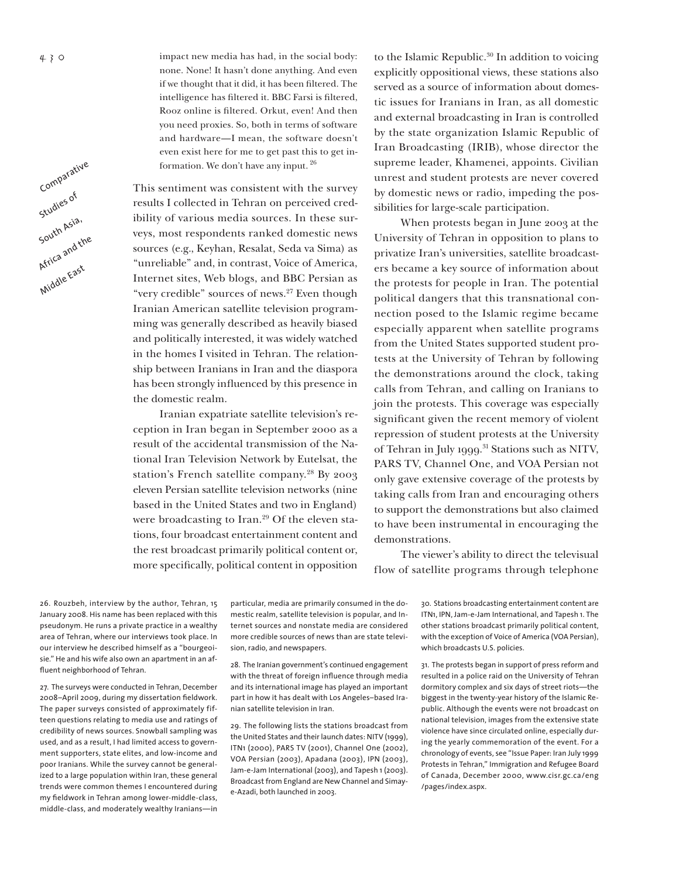impact new media has had, in the social body: none. None! It hasn't done anything. And even if we thought that it did, it has been filtered. The intelligence has filtered it. BBC Farsi is filtered, Rooz online is filtered. Orkut, even! And then you need proxies. So, both in terms of software and hardware—I mean, the software doesn't even exist here for me to get past this to get information. We don't have any input.[26]

This sentiment was consistent with the survey results I collected in Tehran on perceived credibility of various media sources. In these surveys, most respondents ranked domestic news sources (e.g., Keyhan, Resalat, Seda va Sima) as "unreliable" and, in contrast, Voice of America, Internet sites, Web blogs, and BBC Persian as "very credible" sources of news.[27] Even though Iranian American satellite television programming was generally described as heavily biased and politically interested, it was widely watched in the homes I visited in Tehran. The relationship between Iranians in Iran and the diaspora has been strongly influenced by this presence in the domestic realm.

Iranian expatriate satellite television's reception in Iran began in September 2000 as a result of the accidental transmission of the National Iran Television Network by Eutelsat, the station's French satellite company.[28] By 2003 eleven Persian satellite television networks (nine based in the United States and two in England) were broadcasting to Iran.[29] Of the eleven stations, four broadcast entertainment content and the rest broadcast primarily political content or, more specifically, political content in opposition to the Islamic Republic.[30] In addition to voicing explicitly oppositional views, these stations also served as a source of information about domestic issues for Iranians in Iran, as all domestic and external broadcasting in Iran is controlled by the state organization Islamic Republic of Iran Broadcasting (IRIB), whose director the supreme leader, Khamenei, appoints. Civilian unrest and student protests are never covered by domestic news or radio, impeding the possibilities for large-scale participation.

When protests began in June 2003 at the University of Tehran in opposition to plans to privatize Iran's universities, satellite broadcasters became a key source of information about the protests for people in Iran. The potential political dangers that this transnational connection posed to the Islamic regime became especially apparent when satellite programs from the United States supported student protests at the University of Tehran by following the demonstrations around the clock, taking calls from Tehran, and calling on Iranians to join the protests. This coverage was especially significant given the recent memory of violent repression of student protests at the University of Tehran in July 1999.[31] Stations such as NITV, PARS TV, Channel One, and VOA Persian not only gave extensive coverage of the protests by taking calls from Iran and encouraging others to support the demonstrations but also claimed to have been instrumental in encouraging the demonstrations.

The viewer's ability to direct the televisual flow of satellite programs through telephone

---

26. Rouzbeh, interview by the author, Tehran, 15 January 2008. His name has been replaced with this pseudonym. He runs a private practice in a wealthy area of Tehran, where our interviews took place. In our interview he described himself as a "bourgeoisie." He and his wife also own an apartment in an affluent neighborhood of Tehran.

27. The surveys were conducted in Tehran, December 2008–April 2009, during my dissertation fieldwork. The paper surveys consisted of approximately fifteen questions relating to media use and ratings of credibility of news sources. Snowball sampling was used, and as a result, I had limited access to government supporters, state elites, and low-income and poor Iranians. While the survey cannot be generalized to a large population within Iran, these general trends were common themes I encountered during my fieldwork in Tehran among lower-middle-class, middle-class, and moderately wealthy Iranians—in particular, media are primarily consumed in the domestic realm, satellite television is popular, and Internet sources and nonstate media are considered more credible sources of news than are state television, radio, and newspapers.

28. The Iranian government's continued engagement with the threat of foreign influence through media and its international image has played an important part in how it has dealt with Los Angeles–based Iranian satellite television in Iran.

29. The following lists the stations broadcast from the United States and their launch dates: NITV (1999), ITN1 (2000), PARS TV (2001), Channel One (2002), VOA Persian (2003), Apadana (2003), IPN (2003), Jam-e-Jam International (2003), and Tapesh 1 (2003). Broadcast from England are New Channel and Simaye-Azadi, both launched in 2003.

30. Stations broadcasting entertainment content are ITN1, IPN, Jam-e-Jam International, and Tapesh 1. The other stations broadcast primarily political content, with the exception of Voice of America (VOA Persian), which broadcasts U.S. policies.

31. The protests began in support of press reform and resulted in a police raid on the University of Tehran dormitory complex and six days of street riots—the biggest in the twenty-year history of the Islamic Republic. Although the events were not broadcast on national television, images from the extensive state violence have since circulated online, especially during the yearly commemoration of the event. For a chronology of events, see "Issue Paper: Iran July 1999 Protests in Tehran," Immigration and Refugee Board of Canada, December 2000, www.cisr.gc.ca/eng/pages/index.aspx.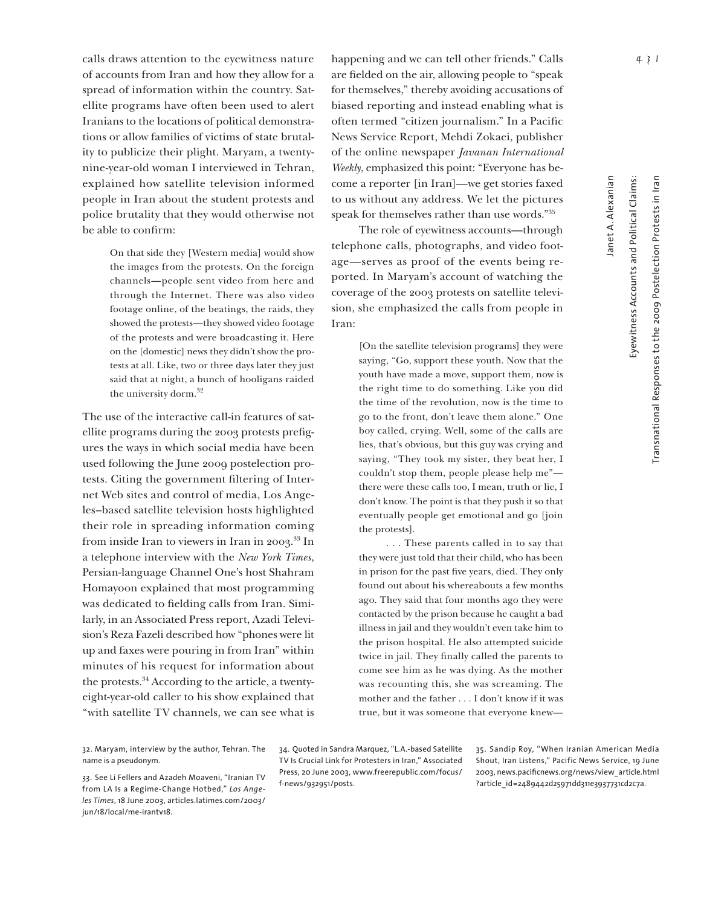calls draws attention to the eyewitness nature of accounts from Iran and how they allow for a spread of information within the country. Satellite programs have often been used to alert Iranians to the locations of political demonstrations or allow families of victims of state brutality to publicize their plight. Maryam, a twenty-nine-year-old woman I interviewed in Tehran, explained how satellite television informed people in Iran about the student protests and police brutality that they would otherwise not be able to confirm:

> On that side they [Western media] would show the images from the protests. On the foreign channels—people sent video from here and through the Internet. There was also video footage online, of the beatings, the raids, they showed the protests—they showed video footage of the protests and were broadcasting it. Here on the [domestic] news they didn't show the protests at all. Like, two or three days later they just said that at night, a bunch of hooligans raided the university dorm.[32]

The use of the interactive call-in features of satellite programs during the 2003 protests prefigures the ways in which social media have been used following the June 2009 postelection protests. Citing the government filtering of Internet Web sites and control of media, Los Angeles–based satellite television hosts highlighted their role in spreading information coming from inside Iran to viewers in Iran in 2003.[33] In a telephone interview with the *New York Times*, Persian-language Channel One's host Shahram Homayoon explained that most programming was dedicated to fielding calls from Iran. Similarly, in an Associated Press report, Azadi Television's Reza Fazeli described how "phones were lit up and faxes were pouring in from Iran" within minutes of his request for information about the protests.[34] According to the article, a twenty-eight-year-old caller to his show explained that "with satellite TV channels, we can see what is happening and we can tell other friends." Calls are fielded on the air, allowing people to "speak for themselves," thereby avoiding accusations of biased reporting and instead enabling what is often termed "citizen journalism." In a Pacific News Service Report, Mehdi Zokaei, publisher of the online newspaper *Javanan International Weekly*, emphasized this point: "Everyone has become a reporter [in Iran]—we get stories faxed to us without any address. We let the pictures speak for themselves rather than use words."[35]

The role of eyewitness accounts—through telephone calls, photographs, and video footage—serves as proof of the events being reported. In Maryam's account of watching the coverage of the 2003 protests on satellite television, she emphasized the calls from people in Iran:

> [On the satellite television programs] they were saying, "Go, support these youth. Now that the youth have made a move, support them, now is the right time to do something. Like you did the time of the revolution, now is the time to go to the front, don't leave them alone." One boy called, crying. Well, some of the calls are lies, that's obvious, but this guy was crying and saying, "They took my sister, they beat her, I couldn't stop them, people please help me"—there were these calls too, I mean, truth or lie, I don't know. The point is that they push it so that eventually people get emotional and go [join the protests].
>
> . . . These parents called in to say that they were just told that their child, who has been in prison for the past five years, died. They only found out about his whereabouts a few months ago. They said that four months ago they were contacted by the prison because he caught a bad illness in jail and they wouldn't even take him to the prison hospital. He also attempted suicide twice in jail. They finally called the parents to come see him as he was dying. As the mother was recounting this, she was screaming. The mother and the father . . . I don't know if it was true, but it was someone that everyone knew—

32. Maryam, interview by the author, Tehran. The name is a pseudonym.

33. See Li Fellers and Azadeh Moaveni, "Iranian TV from LA Is a Regime-Change Hotbed," *Los Angeles Times*, 18 June 2003, articles.latimes.com/2003/jun/18/local/me-irantv18.

34. Quoted in Sandra Marquez, "L.A.-based Satellite TV Is Crucial Link for Protesters in Iran," Associated Press, 20 June 2003, www.freerepublic.com/focus/f-news/932951/posts.

35. Sandip Roy, "When Iranian American Media Shout, Iran Listens," Pacific News Service, 19 June 2003, news.pacificnews.org/news/view_article.html?article_id=2489442d25971dd311e3937731cd2c7a.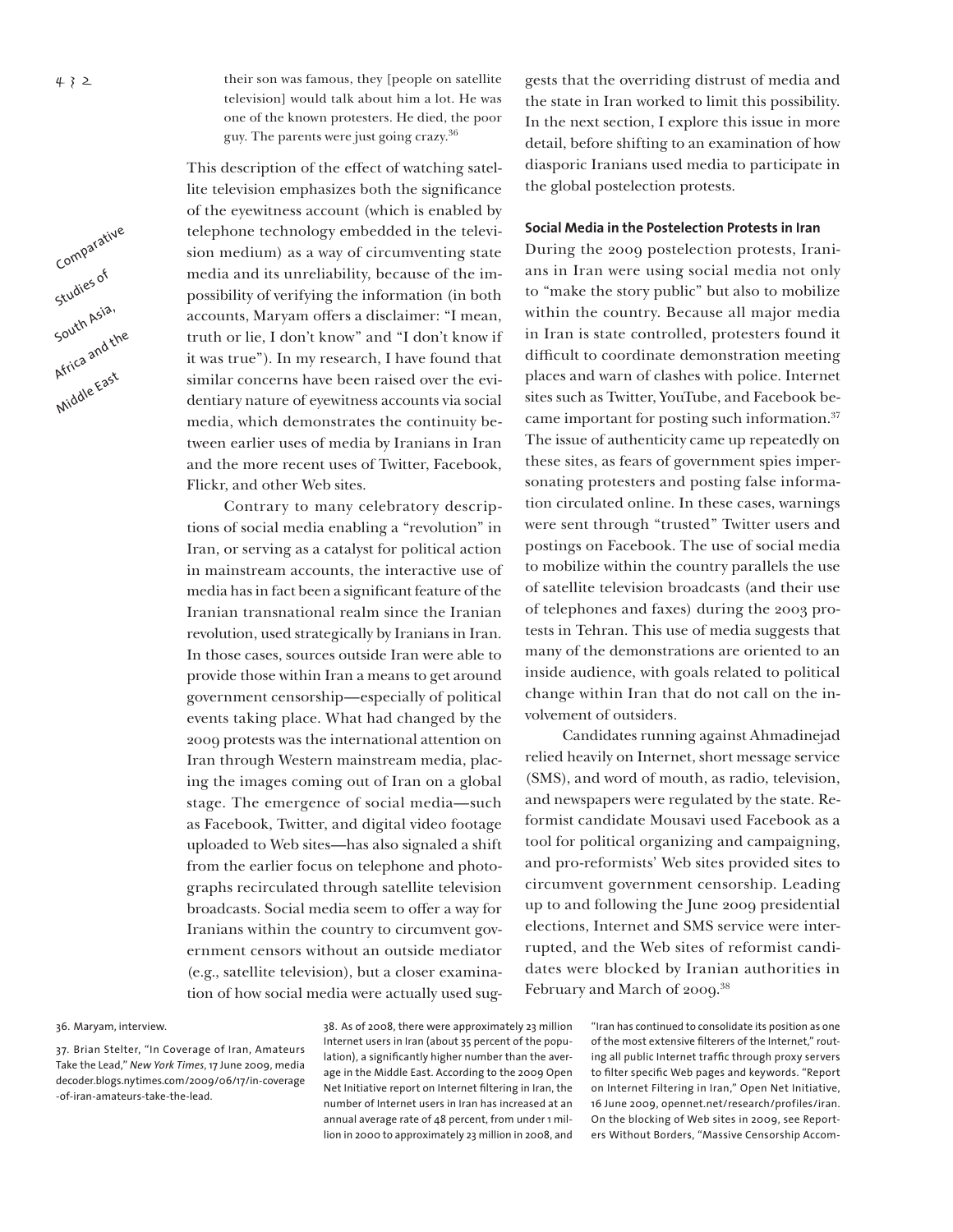their son was famous, they [people on satellite television] would talk about him a lot. He was one of the known protesters. He died, the poor guy. The parents were just going crazy.[36]

This description of the effect of watching satellite television emphasizes both the significance of the eyewitness account (which is enabled by telephone technology embedded in the television medium) as a way of circumventing state media and its unreliability, because of the impossibility of verifying the information (in both accounts, Maryam offers a disclaimer: "I mean, truth or lie, I don't know" and "I don't know if it was true"). In my research, I have found that similar concerns have been raised over the evidentiary nature of eyewitness accounts via social media, which demonstrates the continuity between earlier uses of media by Iranians in Iran and the more recent uses of Twitter, Facebook, Flickr, and other Web sites.

Contrary to many celebratory descriptions of social media enabling a "revolution" in Iran, or serving as a catalyst for political action in mainstream accounts, the interactive use of media has in fact been a significant feature of the Iranian transnational realm since the Iranian revolution, used strategically by Iranians in Iran. In those cases, sources outside Iran were able to provide those within Iran a means to get around government censorship—especially of political events taking place. What had changed by the 2009 protests was the international attention on Iran through Western mainstream media, placing the images coming out of Iran on a global stage. The emergence of social media—such as Facebook, Twitter, and digital video footage uploaded to Web sites—has also signaled a shift from the earlier focus on telephone and photographs recirculated through satellite television broadcasts. Social media seem to offer a way for Iranians within the country to circumvent government censors without an outside mediator (e.g., satellite television), but a closer examination of how social media were actually used suggests that the overriding distrust of media and the state in Iran worked to limit this possibility. In the next section, I explore this issue in more detail, before shifting to an examination of how diasporic Iranians used media to participate in the global postelection protests.

### Social Media in the Postelection Protests in Iran

During the 2009 postelection protests, Iranians in Iran were using social media not only to "make the story public" but also to mobilize within the country. Because all major media in Iran is state controlled, protesters found it difficult to coordinate demonstration meeting places and warn of clashes with police. Internet sites such as Twitter, YouTube, and Facebook became important for posting such information.[37] The issue of authenticity came up repeatedly on these sites, as fears of government spies impersonating protesters and posting false information circulated online. In these cases, warnings were sent through "trusted" Twitter users and postings on Facebook. The use of social media to mobilize within the country parallels the use of satellite television broadcasts (and their use of telephones and faxes) during the 2003 protests in Tehran. This use of media suggests that many of the demonstrations are oriented to an inside audience, with goals related to political change within Iran that do not call on the involvement of outsiders.

Candidates running against Ahmadinejad relied heavily on Internet, short message service (SMS), and word of mouth, as radio, television, and newspapers were regulated by the state. Reformist candidate Mousavi used Facebook as a tool for political organizing and campaigning, and pro-reformists' Web sites provided sites to circumvent government censorship. Leading up to and following the June 2009 presidential elections, Internet and SMS service were interrupted, and the Web sites of reformist candidates were blocked by Iranian authorities in February and March of 2009.[38]

36. Maryam, interview.

37. Brian Stelter, "In Coverage of Iran, Amateurs Take the Lead," *New York Times*, 17 June 2009, mediadecoder.blogs.nytimes.com/2009/06/17/in-coverage-of-iran-amateurs-take-the-lead.

38. As of 2008, there were approximately 23 million Internet users in Iran (about 35 percent of the population), a significantly higher number than the average in the Middle East. According to the 2009 Open Net Initiative report on Internet filtering in Iran, the number of Internet users in Iran has increased at an annual average rate of 48 percent, from under 1 million in 2000 to approximately 23 million in 2008, and "Iran has continued to consolidate its position as one of the most extensive filterers of the Internet," routing all public Internet traffic through proxy servers to filter specific Web pages and keywords. "Report on Internet Filtering in Iran," Open Net Initiative, 16 June 2009, opennet.net/research/profiles/iran. On the blocking of Web sites in 2009, see Reporters Without Borders, "Massive Censorship Accom-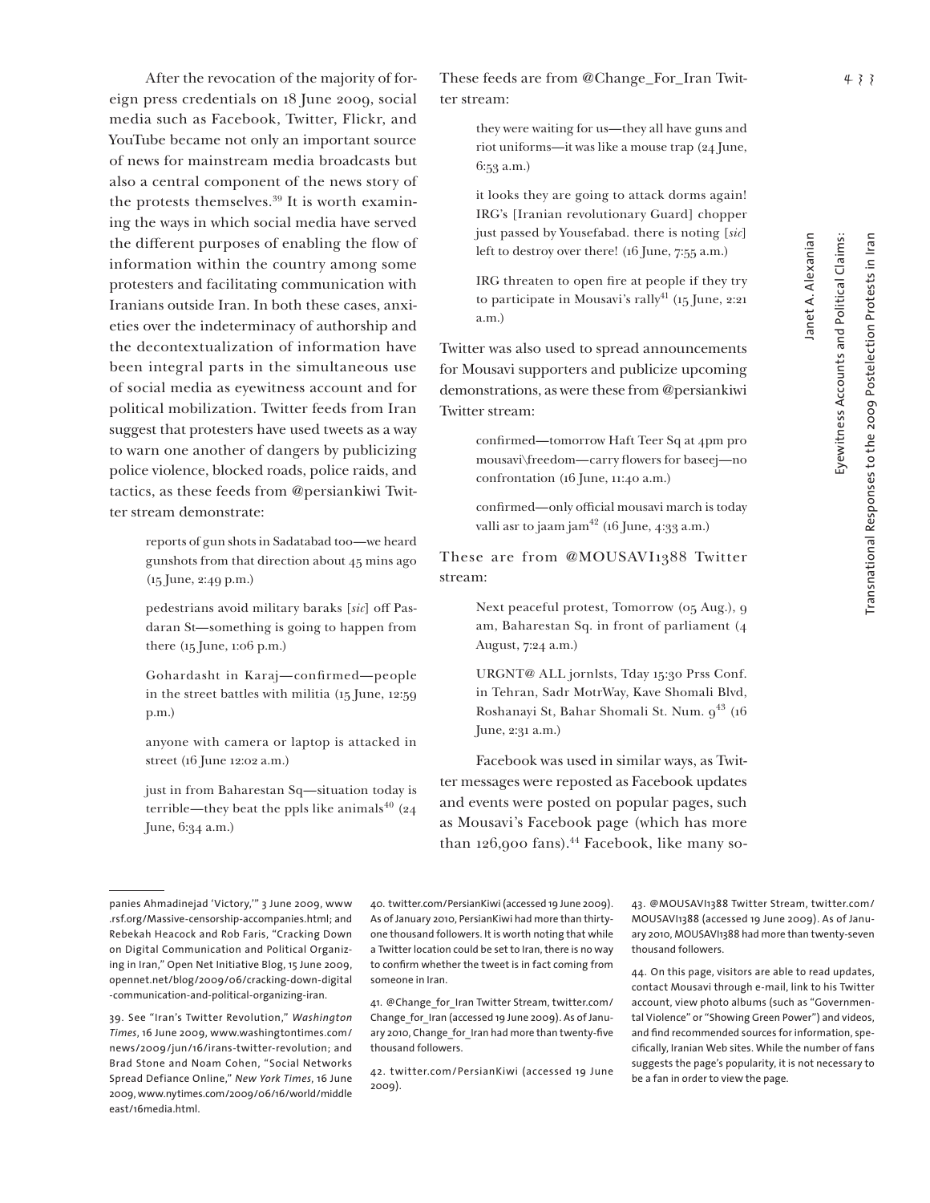After the revocation of the majority of foreign press credentials on 18 June 2009, social media such as Facebook, Twitter, Flickr, and YouTube became not only an important source of news for mainstream media broadcasts but also a central component of the news story of the protests themselves.[39] It is worth examining the ways in which social media have served the different purposes of enabling the flow of information within the country among some protesters and facilitating communication with Iranians outside Iran. In both these cases, anxieties over the indeterminacy of authorship and the decontextualization of information have been integral parts in the simultaneous use of social media as eyewitness account and for political mobilization. Twitter feeds from Iran suggest that protesters have used tweets as a way to warn one another of dangers by publicizing police violence, blocked roads, police raids, and tactics, as these feeds from @persiankiwi Twitter stream demonstrate:

> reports of gun shots in Sadatabad too—we heard gunshots from that direction about 45 mins ago (15 June, 2:49 p.m.)
>
> pedestrians avoid military baraks [*sic*] off Pasdaran St—something is going to happen from there (15 June, 1:06 p.m.)
>
> Gohardasht in Karaj—confirmed—people in the street battles with militia (15 June, 12:59 p.m.)
>
> anyone with camera or laptop is attacked in street (16 June 12:02 a.m.)
>
> just in from Baharestan Sq—situation today is terrible—they beat the ppls like animals[40] (24 June, 6:34 a.m.)

These feeds are from @Change_For_Iran Twitter stream:

> they were waiting for us—they all have guns and riot uniforms—it was like a mouse trap (24 June, 6:53 a.m.)
>
> it looks they are going to attack dorms again! IRG's [Iranian revolutionary Guard] chopper just passed by Yousefabad. there is noting [*sic*] left to destroy over there! (16 June, 7:55 a.m.)
>
> IRG threaten to open fire at people if they try to participate in Mousavi's rally[41] (15 June, 2:21 a.m.)

Twitter was also used to spread announcements for Mousavi supporters and publicize upcoming demonstrations, as were these from @persiankiwi Twitter stream:

> confirmed—tomorrow Haft Teer Sq at 4pm pro mousavi\freedom—carry flowers for baseej—no confrontation (16 June, 11:40 a.m.)
>
> confirmed—only official mousavi march is today valli asr to jaam jam[42] (16 June, 4:33 a.m.)

These are from @MOUSAVI1388 Twitter stream:

> Next peaceful protest, Tomorrow (05 Aug.), 9 am, Baharestan Sq. in front of parliament (4 August, 7:24 a.m.)
>
> URGNT@ ALL jornlsts, Tday 15:30 Prss Conf. in Tehran, Sadr MotrWay, Kave Shomali Blvd, Roshanayi St, Bahar Shomali St. Num. 9[43] (16 June, 2:31 a.m.)

Facebook was used in similar ways, as Twitter messages were reposted as Facebook updates and events were posted on popular pages, such as Mousavi's Facebook page (which has more than 126,900 fans).[44] Facebook, like many so-

---

panies Ahmadinejad 'Victory,'" 3 June 2009, www.rsf.org/Massive-censorship-accompanies.html; and Rebekah Heacock and Rob Faris, "Cracking Down on Digital Communication and Political Organizing in Iran," Open Net Initiative Blog, 15 June 2009, opennet.net/blog/2009/06/cracking-down-digital-communication-and-political-organizing-iran.

39. See "Iran's Twitter Revolution," *Washington Times*, 16 June 2009, www.washingtontimes.com/news/2009/jun/16/irans-twitter-revolution; and Brad Stone and Noam Cohen, "Social Networks Spread Defiance Online," *New York Times*, 16 June 2009, www.nytimes.com/2009/06/16/world/middleeast/16media.html.

40. twitter.com/PersianKiwi (accessed 19 June 2009). As of January 2010, PersianKiwi had more than thirty-one thousand followers. It is worth noting that while a Twitter location could be set to Iran, there is no way to confirm whether the tweet is in fact coming from someone in Iran.

41. @Change_for_Iran Twitter Stream, twitter.com/Change_for_Iran (accessed 19 June 2009). As of January 2010, Change_for_Iran had more than twenty-five thousand followers.

42. twitter.com/PersianKiwi (accessed 19 June 2009).

43. @MOUSAVI1388 Twitter Stream, twitter.com/MOUSAVI1388 (accessed 19 June 2009). As of January 2010, MOUSAVI1388 had more than twenty-seven thousand followers.

44. On this page, visitors are able to read updates, contact Mousavi through e-mail, link to his Twitter account, view photo albums (such as "Governmental Violence" or "Showing Green Power") and videos, and find recommended sources for information, specifically, Iranian Web sites. While the number of fans suggests the page's popularity, it is not necessary to be a fan in order to view the page.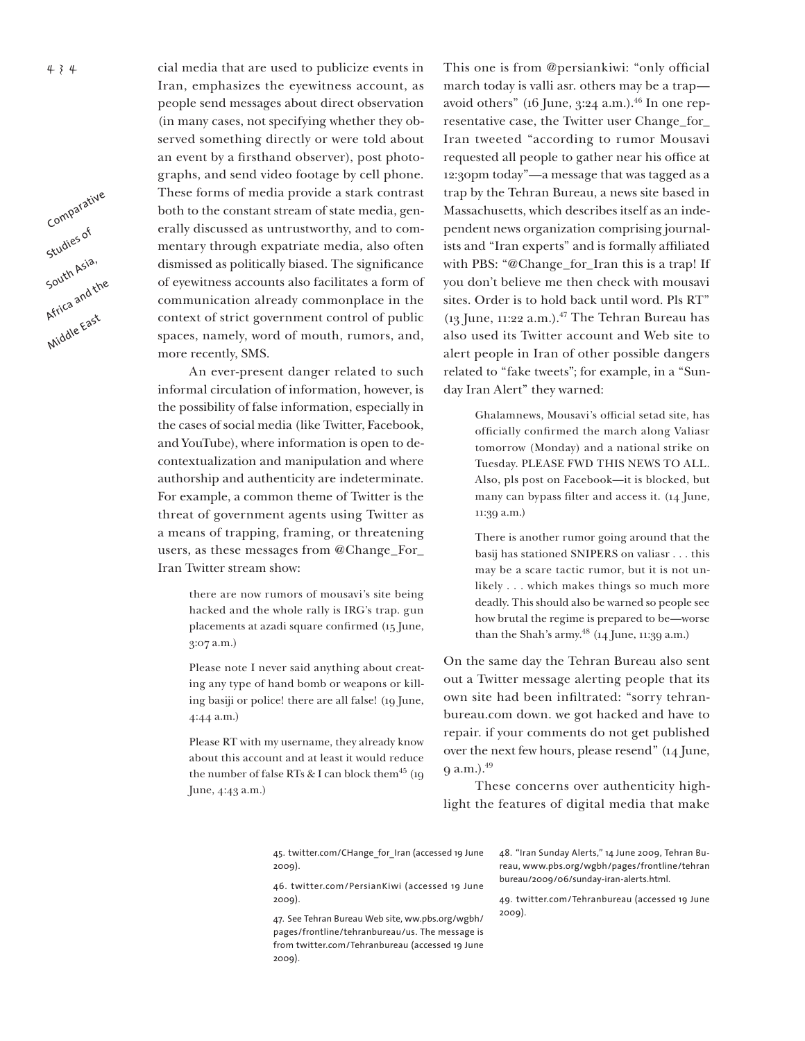cial media that are used to publicize events in Iran, emphasizes the eyewitness account, as people send messages about direct observation (in many cases, not specifying whether they observed something directly or were told about an event by a firsthand observer), post photographs, and send video footage by cell phone. These forms of media provide a stark contrast both to the constant stream of state media, generally discussed as untrustworthy, and to commentary through expatriate media, also often dismissed as politically biased. The significance of eyewitness accounts also facilitates a form of communication already commonplace in the context of strict government control of public spaces, namely, word of mouth, rumors, and, more recently, SMS.

An ever-present danger related to such informal circulation of information, however, is the possibility of false information, especially in the cases of social media (like Twitter, Facebook, and YouTube), where information is open to decontextualization and manipulation and where authorship and authenticity are indeterminate. For example, a common theme of Twitter is the threat of government agents using Twitter as a means of trapping, framing, or threatening users, as these messages from @Change_For_Iran Twitter stream show:

> there are now rumors of mousavi's site being hacked and the whole rally is IRG's trap. gun placements at azadi square confirmed (15 June, 3:07 a.m.)
>
> Please note I never said anything about creating any type of hand bomb or weapons or killing basiji or police! there are all false! (19 June, 4:44 a.m.)
>
> Please RT with my username, they already know about this account and at least it would reduce the number of false RTs & I can block them[45] (19 June, 4:43 a.m.)

This one is from @persiankiwi: "only official march today is valli asr. others may be a trap—avoid others" (16 June, 3:24 a.m.).[46] In one representative case, the Twitter user Change_for_Iran tweeted "according to rumor Mousavi requested all people to gather near his office at 12:30pm today"—a message that was tagged as a trap by the Tehran Bureau, a news site based in Massachusetts, which describes itself as an independent news organization comprising journalists and "Iran experts" and is formally affiliated with PBS: "@Change_for_Iran this is a trap! If you don't believe me then check with mousavi sites. Order is to hold back until word. Pls RT" (13 June, 11:22 a.m.).[47] The Tehran Bureau has also used its Twitter account and Web site to alert people in Iran of other possible dangers related to "fake tweets"; for example, in a "Sunday Iran Alert" they warned:

> Ghalamnews, Mousavi's official setad site, has officially confirmed the march along Valiasr tomorrow (Monday) and a national strike on Tuesday. PLEASE FWD THIS NEWS TO ALL. Also, pls post on Facebook—it is blocked, but many can bypass filter and access it. (14 June, 11:39 a.m.)
>
> There is another rumor going around that the basij has stationed SNIPERS on valiasr . . . this may be a scare tactic rumor, but it is not unlikely . . . which makes things so much more deadly. This should also be warned so people see how brutal the regime is prepared to be—worse than the Shah's army.[48] (14 June, 11:39 a.m.)

On the same day the Tehran Bureau also sent out a Twitter message alerting people that its own site had been infiltrated: "sorry tehranbureau.com down. we got hacked and have to repair. if your comments do not get published over the next few hours, please resend" (14 June, 9 a.m.).[49]

These concerns over authenticity highlight the features of digital media that make

---

45. twitter.com/CHange_for_Iran (accessed 19 June 2009).

46. twitter.com/PersianKiwi (accessed 19 June 2009).

47. See Tehran Bureau Web site, ww.pbs.org/wgbh/pages/frontline/tehranbureau/us. The message is from twitter.com/Tehranbureau (accessed 19 June 2009).

48. "Iran Sunday Alerts," 14 June 2009, Tehran Bureau, www.pbs.org/wgbh/pages/frontline/tehranbureau/2009/06/sunday-iran-alerts.html.

49. twitter.com/Tehranbureau (accessed 19 June 2009).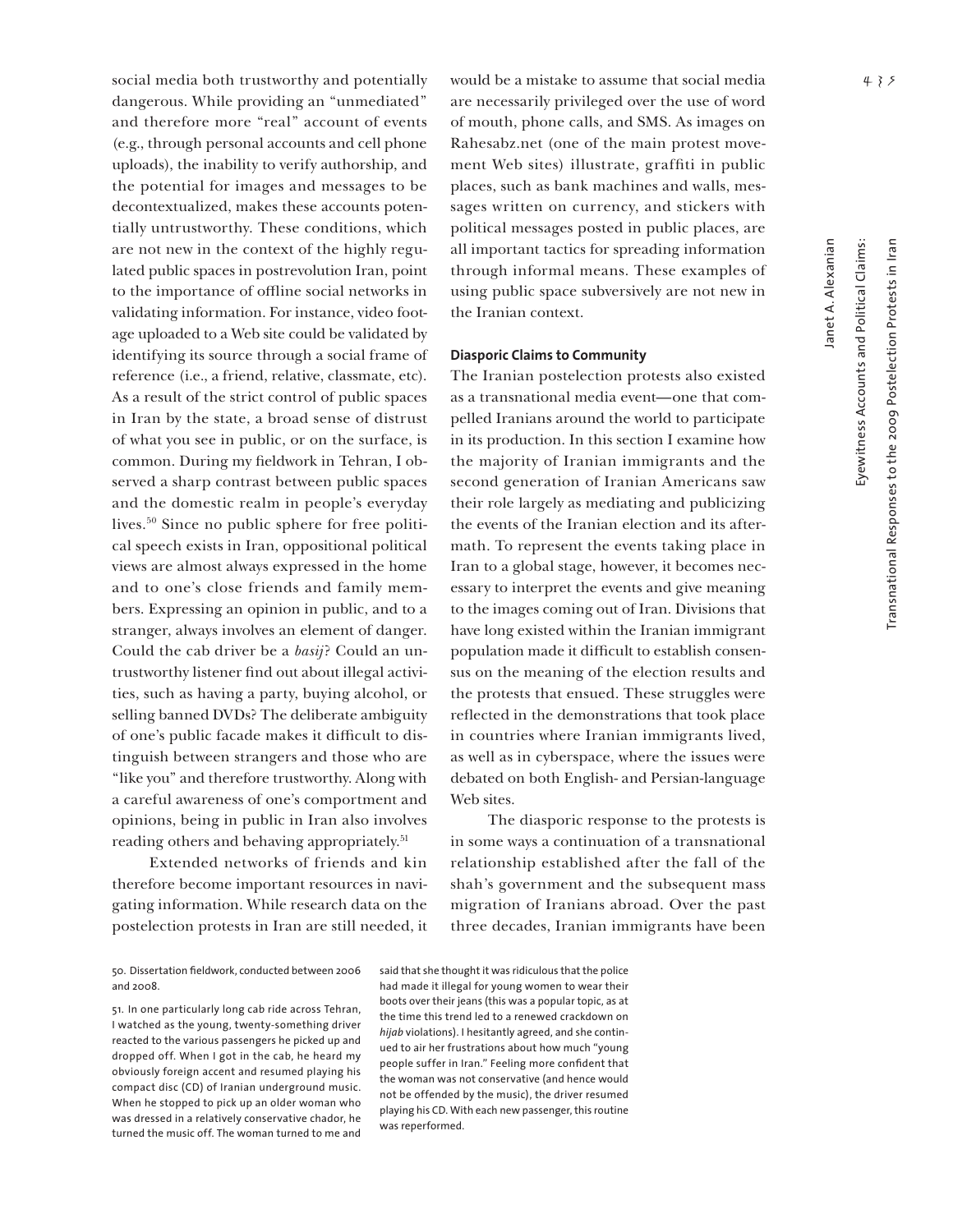social media both trustworthy and potentially dangerous. While providing an "unmediated" and therefore more "real" account of events (e.g., through personal accounts and cell phone uploads), the inability to verify authorship, and the potential for images and messages to be decontextualized, makes these accounts potentially untrustworthy. These conditions, which are not new in the context of the highly regulated public spaces in postrevolution Iran, point to the importance of offline social networks in validating information. For instance, video footage uploaded to a Web site could be validated by identifying its source through a social frame of reference (i.e., a friend, relative, classmate, etc). As a result of the strict control of public spaces in Iran by the state, a broad sense of distrust of what you see in public, or on the surface, is common. During my fieldwork in Tehran, I observed a sharp contrast between public spaces and the domestic realm in people's everyday lives.[50] Since no public sphere for free political speech exists in Iran, oppositional political views are almost always expressed in the home and to one's close friends and family members. Expressing an opinion in public, and to a stranger, always involves an element of danger. Could the cab driver be a *basij*? Could an untrustworthy listener find out about illegal activities, such as having a party, buying alcohol, or selling banned DVDs? The deliberate ambiguity of one's public facade makes it difficult to distinguish between strangers and those who are "like you" and therefore trustworthy. Along with a careful awareness of one's comportment and opinions, being in public in Iran also involves reading others and behaving appropriately.[51]

Extended networks of friends and kin therefore become important resources in navigating information. While research data on the postelection protests in Iran are still needed, it would be a mistake to assume that social media are necessarily privileged over the use of word of mouth, phone calls, and SMS. As images on Rahesabz.net (one of the main protest movement Web sites) illustrate, graffiti in public places, such as bank machines and walls, messages written on currency, and stickers with political messages posted in public places, are all important tactics for spreading information through informal means. These examples of using public space subversively are not new in the Iranian context.

### Diasporic Claims to Community

The Iranian postelection protests also existed as a transnational media event—one that compelled Iranians around the world to participate in its production. In this section I examine how the majority of Iranian immigrants and the second generation of Iranian Americans saw their role largely as mediating and publicizing the events of the Iranian election and its aftermath. To represent the events taking place in Iran to a global stage, however, it becomes necessary to interpret the events and give meaning to the images coming out of Iran. Divisions that have long existed within the Iranian immigrant population made it difficult to establish consensus on the meaning of the election results and the protests that ensued. These struggles were reflected in the demonstrations that took place in countries where Iranian immigrants lived, as well as in cyberspace, where the issues were debated on both English- and Persian-language Web sites.

The diasporic response to the protests is in some ways a continuation of a transnational relationship established after the fall of the shah's government and the subsequent mass migration of Iranians abroad. Over the past three decades, Iranian immigrants have been

50. Dissertation fieldwork, conducted between 2006 and 2008.

51. In one particularly long cab ride across Tehran, I watched as the young, twenty-something driver reacted to the various passengers he picked up and dropped off. When I got in the cab, he heard my obviously foreign accent and resumed playing his compact disc (CD) of Iranian underground music. When he stopped to pick up an older woman who was dressed in a relatively conservative chador, he turned the music off. The woman turned to me and said that she thought it was ridiculous that the police had made it illegal for young women to wear their boots over their jeans (this was a popular topic, as at the time this trend led to a renewed crackdown on *hijab* violations). I hesitantly agreed, and she continued to air her frustrations about how much "young people suffer in Iran." Feeling more confident that the woman was not conservative (and hence would not be offended by the music), the driver resumed playing his CD. With each new passenger, this routine was reperformed.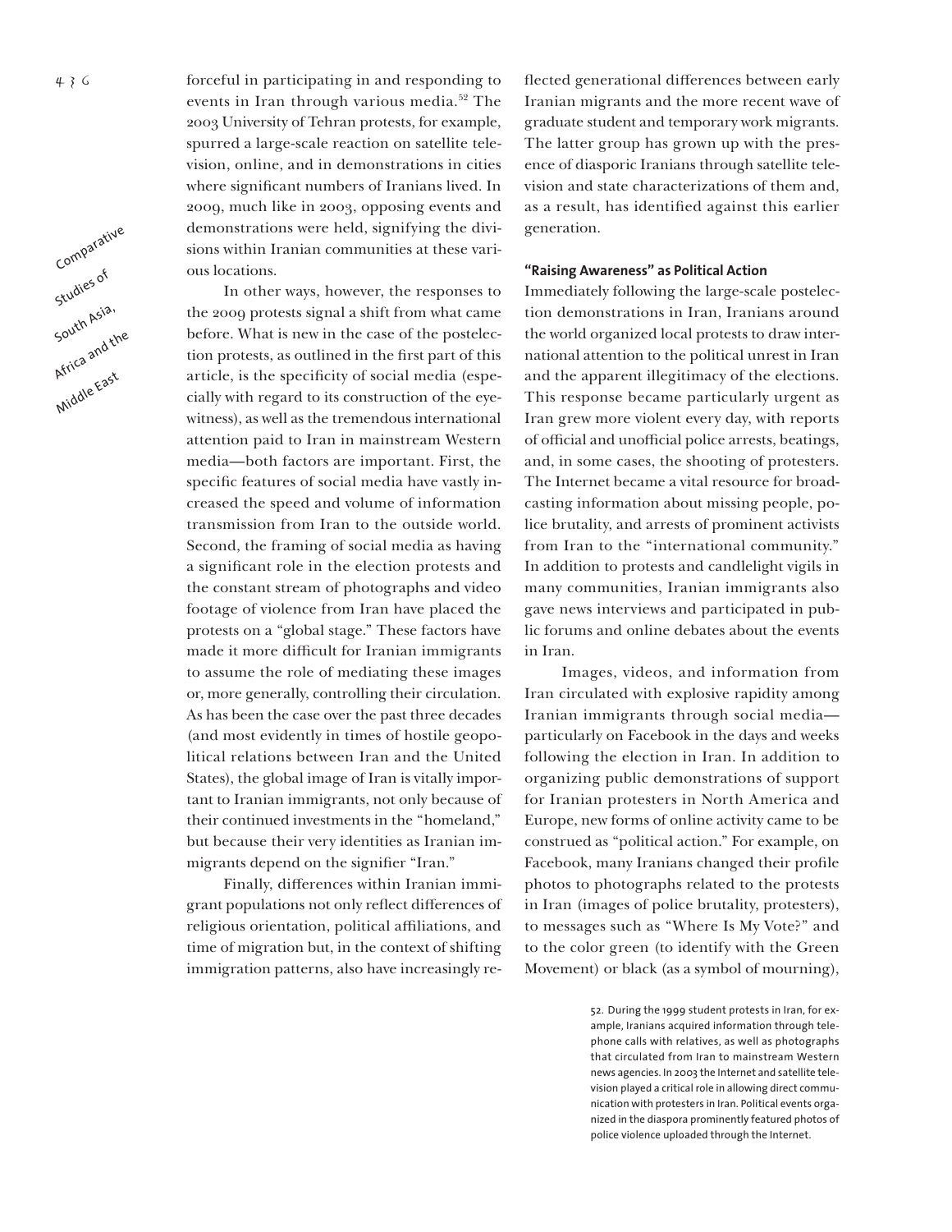forceful in participating in and responding to events in Iran through various media.[52] The 2003 University of Tehran protests, for example, spurred a large-scale reaction on satellite television, online, and in demonstrations in cities where significant numbers of Iranians lived. In 2009, much like in 2003, opposing events and demonstrations were held, signifying the divisions within Iranian communities at these various locations.

In other ways, however, the responses to the 2009 protests signal a shift from what came before. What is new in the case of the postelection protests, as outlined in the first part of this article, is the specificity of social media (especially with regard to its construction of the eyewitness), as well as the tremendous international attention paid to Iran in mainstream Western media—both factors are important. First, the specific features of social media have vastly increased the speed and volume of information transmission from Iran to the outside world. Second, the framing of social media as having a significant role in the election protests and the constant stream of photographs and video footage of violence from Iran have placed the protests on a "global stage." These factors have made it more difficult for Iranian immigrants to assume the role of mediating these images or, more generally, controlling their circulation. As has been the case over the past three decades (and most evidently in times of hostile geopolitical relations between Iran and the United States), the global image of Iran is vitally important to Iranian immigrants, not only because of their continued investments in the "homeland," but because their very identities as Iranian immigrants depend on the signifier "Iran."

Finally, differences within Iranian immigrant populations not only reflect differences of religious orientation, political affiliations, and time of migration but, in the context of shifting immigration patterns, also have increasingly reflected generational differences between early Iranian migrants and the more recent wave of graduate student and temporary work migrants. The latter group has grown up with the presence of diasporic Iranians through satellite television and state characterizations of them and, as a result, has identified against this earlier generation.

### "Raising Awareness" as Political Action

Immediately following the large-scale postelection demonstrations in Iran, Iranians around the world organized local protests to draw international attention to the political unrest in Iran and the apparent illegitimacy of the elections. This response became particularly urgent as Iran grew more violent every day, with reports of official and unofficial police arrests, beatings, and, in some cases, the shooting of protesters. The Internet became a vital resource for broadcasting information about missing people, police brutality, and arrests of prominent activists from Iran to the "international community." In addition to protests and candlelight vigils in many communities, Iranian immigrants also gave news interviews and participated in public forums and online debates about the events in Iran.

Images, videos, and information from Iran circulated with explosive rapidity among Iranian immigrants through social media—particularly on Facebook in the days and weeks following the election in Iran. In addition to organizing public demonstrations of support for Iranian protesters in North America and Europe, new forms of online activity came to be construed as "political action." For example, on Facebook, many Iranians changed their profile photos to photographs related to the protests in Iran (images of police brutality, protesters), to messages such as "Where Is My Vote?" and to the color green (to identify with the Green Movement) or black (as a symbol of mourning),

52. During the 1999 student protests in Iran, for example, Iranians acquired information through telephone calls with relatives, as well as photographs that circulated from Iran to mainstream Western news agencies. In 2003 the Internet and satellite television played a critical role in allowing direct communication with protesters in Iran. Political events organized in the diaspora prominently featured photos of police violence uploaded through the Internet.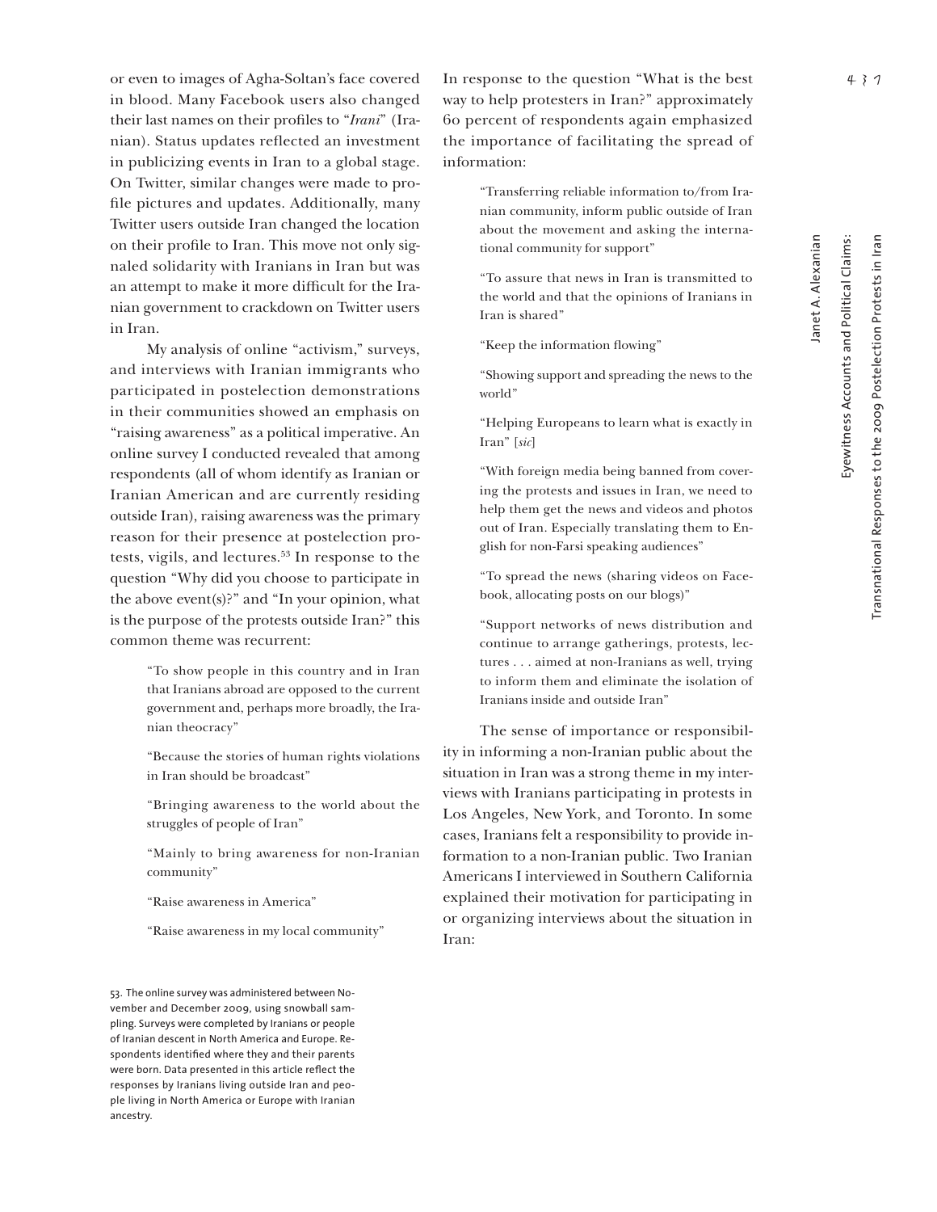or even to images of Agha-Soltan's face covered in blood. Many Facebook users also changed their last names on their profiles to "*Irani*" (Iranian). Status updates reflected an investment in publicizing events in Iran to a global stage. On Twitter, similar changes were made to profile pictures and updates. Additionally, many Twitter users outside Iran changed the location on their profile to Iran. This move not only signaled solidarity with Iranians in Iran but was an attempt to make it more difficult for the Iranian government to crackdown on Twitter users in Iran.

My analysis of online "activism," surveys, and interviews with Iranian immigrants who participated in postelection demonstrations in their communities showed an emphasis on "raising awareness" as a political imperative. An online survey I conducted revealed that among respondents (all of whom identify as Iranian or Iranian American and are currently residing outside Iran), raising awareness was the primary reason for their presence at postelection protests, vigils, and lectures.[53] In response to the question "Why did you choose to participate in the above event(s)?" and "In your opinion, what is the purpose of the protests outside Iran?" this common theme was recurrent:

> "To show people in this country and in Iran that Iranians abroad are opposed to the current government and, perhaps more broadly, the Iranian theocracy"
>
> "Because the stories of human rights violations in Iran should be broadcast"
>
> "Bringing awareness to the world about the struggles of people of Iran"
>
> "Mainly to bring awareness for non-Iranian community"
>
> "Raise awareness in America"
>
> "Raise awareness in my local community"

In response to the question "What is the best way to help protesters in Iran?" approximately 60 percent of respondents again emphasized the importance of facilitating the spread of information:

> "Transferring reliable information to/from Iranian community, inform public outside of Iran about the movement and asking the international community for support"
>
> "To assure that news in Iran is transmitted to the world and that the opinions of Iranians in Iran is shared"
>
> "Keep the information flowing"
>
> "Showing support and spreading the news to the world"
>
> "Helping Europeans to learn what is exactly in Iran" [*sic*]
>
> "With foreign media being banned from covering the protests and issues in Iran, we need to help them get the news and videos and photos out of Iran. Especially translating them to English for non-Farsi speaking audiences"
>
> "To spread the news (sharing videos on Facebook, allocating posts on our blogs)"
>
> "Support networks of news distribution and continue to arrange gatherings, protests, lectures . . . aimed at non-Iranians as well, trying to inform them and eliminate the isolation of Iranians inside and outside Iran"

The sense of importance or responsibility in informing a non-Iranian public about the situation in Iran was a strong theme in my interviews with Iranians participating in protests in Los Angeles, New York, and Toronto. In some cases, Iranians felt a responsibility to provide information to a non-Iranian public. Two Iranian Americans I interviewed in Southern California explained their motivation for participating in or organizing interviews about the situation in Iran:

53. The online survey was administered between November and December 2009, using snowball sampling. Surveys were completed by Iranians or people of Iranian descent in North America and Europe. Respondents identified where they and their parents were born. Data presented in this article reflect the responses by Iranians living outside Iran and people living in North America or Europe with Iranian ancestry.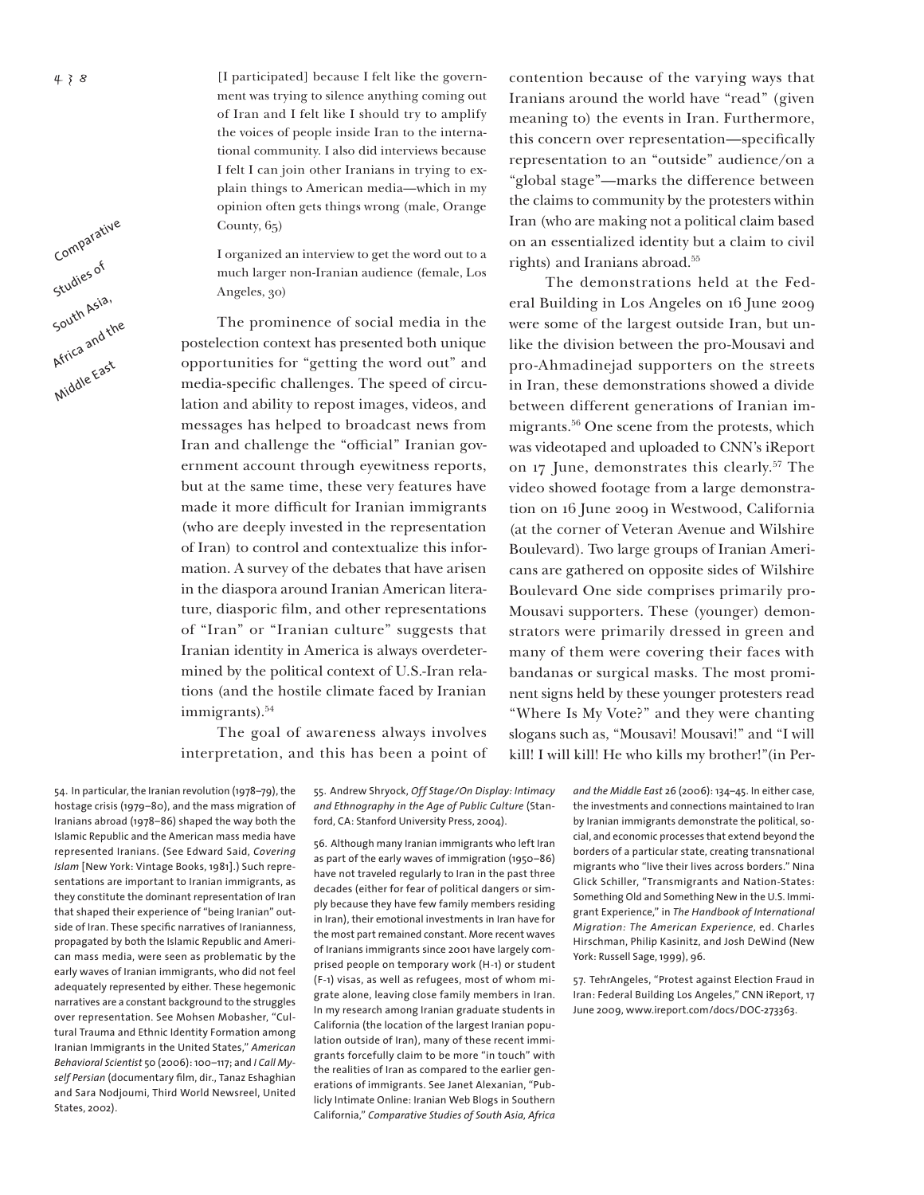[I participated] because I felt like the government was trying to silence anything coming out of Iran and I felt like I should try to amplify the voices of people inside Iran to the international community. I also did interviews because I felt I can join other Iranians in trying to explain things to American media—which in my opinion often gets things wrong (male, Orange County, 65)

I organized an interview to get the word out to a much larger non-Iranian audience (female, Los Angeles, 30)

The prominence of social media in the postelection context has presented both unique opportunities for "getting the word out" and media-specific challenges. The speed of circulation and ability to repost images, videos, and messages has helped to broadcast news from Iran and challenge the "official" Iranian government account through eyewitness reports, but at the same time, these very features have made it more difficult for Iranian immigrants (who are deeply invested in the representation of Iran) to control and contextualize this information. A survey of the debates that have arisen in the diaspora around Iranian American literature, diasporic film, and other representations of "Iran" or "Iranian culture" suggests that Iranian identity in America is always overdetermined by the political context of U.S.-Iran relations (and the hostile climate faced by Iranian immigrants).[54]

The goal of awareness always involves interpretation, and this has been a point of contention because of the varying ways that Iranians around the world have "read" (given meaning to) the events in Iran. Furthermore, this concern over representation—specifically representation to an "outside" audience/on a "global stage"—marks the difference between the claims to community by the protesters within Iran (who are making not a political claim based on an essentialized identity but a claim to civil rights) and Iranians abroad.[55]

The demonstrations held at the Federal Building in Los Angeles on 16 June 2009 were some of the largest outside Iran, but unlike the division between the pro-Mousavi and pro-Ahmadinejad supporters on the streets in Iran, these demonstrations showed a divide between different generations of Iranian immigrants.[56] One scene from the protests, which was videotaped and uploaded to CNN's iReport on 17 June, demonstrates this clearly.[57] The video showed footage from a large demonstration on 16 June 2009 in Westwood, California (at the corner of Veteran Avenue and Wilshire Boulevard). Two large groups of Iranian Americans are gathered on opposite sides of Wilshire Boulevard One side comprises primarily pro-Mousavi supporters. These (younger) demonstrators were primarily dressed in green and many of them were covering their faces with bandanas or surgical masks. The most prominent signs held by these younger protesters read "Where Is My Vote?" and they were chanting slogans such as, "Mousavi! Mousavi!" and "I will kill! I will kill! He who kills my brother!"(in Per-

54. In particular, the Iranian revolution (1978–79), the hostage crisis (1979–80), and the mass migration of Iranians abroad (1978–86) shaped the way both the Islamic Republic and the American mass media have represented Iranians. (See Edward Said, *Covering Islam* [New York: Vintage Books, 1981].) Such representations are important to Iranian immigrants, as they constitute the dominant representation of Iran that shaped their experience of "being Iranian" outside of Iran. These specific narratives of Iranianness, propagated by both the Islamic Republic and American mass media, were seen as problematic by the early waves of Iranian immigrants, who did not feel adequately represented by either. These hegemonic narratives are a constant background to the struggles over representation. See Mohsen Mobasher, "Cultural Trauma and Ethnic Identity Formation among Iranian Immigrants in the United States," *American Behavioral Scientist* 50 (2006): 100–117; and *I Call Myself Persian* (documentary film, dir., Tanaz Eshaghian and Sara Nodjoumi, Third World Newsreel, United States, 2002).

55. Andrew Shryock, *Off Stage/On Display: Intimacy and Ethnography in the Age of Public Culture* (Stanford, CA: Stanford University Press, 2004).

56. Although many Iranian immigrants who left Iran as part of the early waves of immigration (1950–86) have not traveled regularly to Iran in the past three decades (either for fear of political dangers or simply because they have few family members residing in Iran), their emotional investments in Iran have for the most part remained constant. More recent waves of Iranians immigrants since 2001 have largely comprised people on temporary work (H-1) or student (F-1) visas, as well as refugees, most of whom migrate alone, leaving close family members in Iran. In my research among Iranian graduate students in California (the location of the largest Iranian population outside of Iran), many of these recent immigrants forcefully claim to be more "in touch" with the realities of Iran as compared to the earlier generations of immigrants. See Janet Alexanian, "Publicly Intimate Online: Iranian Web Blogs in Southern California," *Comparative Studies of South Asia, Africa and the Middle East* 26 (2006): 134–45. In either case, the investments and connections maintained to Iran by Iranian immigrants demonstrate the political, social, and economic processes that extend beyond the borders of a particular state, creating transnational migrants who "live their lives across borders." Nina Glick Schiller, "Transmigrants and Nation-States: Something Old and Something New in the U.S. Immigrant Experience," in *The Handbook of International Migration: The American Experience*, ed. Charles Hirschman, Philip Kasinitz, and Josh DeWind (New York: Russell Sage, 1999), 96.

57. TehrAngeles, "Protest against Election Fraud in Iran: Federal Building Los Angeles," CNN iReport, 17 June 2009, www.ireport.com/docs/DOC-273363.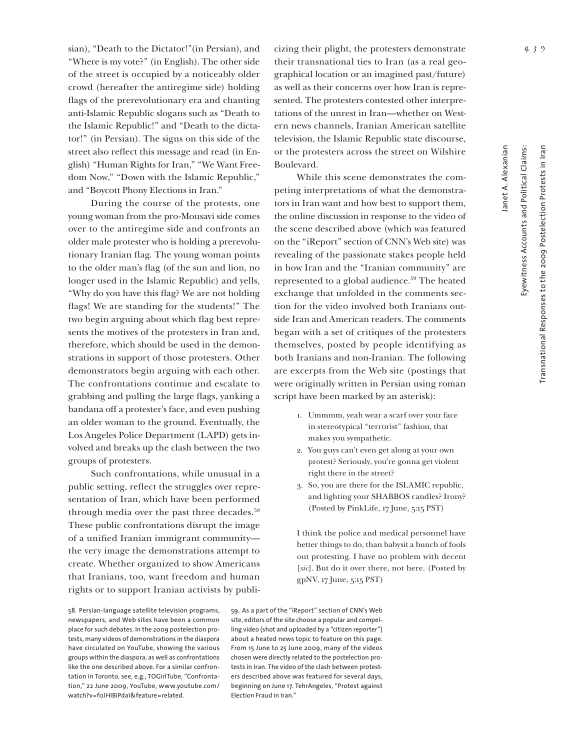sian), "Death to the Dictator!"(in Persian), and "Where is my vote?" (in English). The other side of the street is occupied by a noticeably older crowd (hereafter the antiregime side) holding flags of the prerevolutionary era and chanting anti-Islamic Republic slogans such as "Death to the Islamic Republic!" and "Death to the dictator!" (in Persian). The signs on this side of the street also reflect this message and read (in English) "Human Rights for Iran," "We Want Freedom Now," "Down with the Islamic Republic," and "Boycott Phony Elections in Iran."

During the course of the protests, one young woman from the pro-Mousavi side comes over to the antiregime side and confronts an older male protester who is holding a prerevolutionary Iranian flag. The young woman points to the older man's flag (of the sun and lion, no longer used in the Islamic Republic) and yells, "Why do you have this flag? We are not holding flags! We are standing for the students!" The two begin arguing about which flag best represents the motives of the protesters in Iran and, therefore, which should be used in the demonstrations in support of those protesters. Other demonstrators begin arguing with each other. The confrontations continue and escalate to grabbing and pulling the large flags, yanking a bandana off a protester's face, and even pushing an older woman to the ground. Eventually, the Los Angeles Police Department (LAPD) gets involved and breaks up the clash between the two groups of protesters.

Such confrontations, while unusual in a public setting, reflect the struggles over representation of Iran, which have been performed through media over the past three decades.[58] These public confrontations disrupt the image of a unified Iranian immigrant community—the very image the demonstrations attempt to create. Whether organized to show Americans that Iranians, too, want freedom and human rights or to support Iranian activists by publicizing their plight, the protesters demonstrate their transnational ties to Iran (as a real geographical location or an imagined past/future) as well as their concerns over how Iran is represented. The protesters contested other interpretations of the unrest in Iran—whether on Western news channels, Iranian American satellite television, the Islamic Republic state discourse, or the protesters across the street on Wilshire Boulevard.

While this scene demonstrates the competing interpretations of what the demonstrators in Iran want and how best to support them, the online discussion in response to the video of the scene described above (which was featured on the "iReport" section of CNN's Web site) was revealing of the passionate stakes people held in how Iran and the "Iranian community" are represented to a global audience.[59] The heated exchange that unfolded in the comments section for the video involved both Iranians outside Iran and American readers. The comments began with a set of critiques of the protesters themselves, posted by people identifying as both Iranians and non-Iranian. The following are excerpts from the Web site (postings that were originally written in Persian using roman script have been marked by an asterisk):

> 1. Ummmm, yeah wear a scarf over your face in stereotypical "terrorist" fashion, that makes you sympathetic.
> 2. You guys can't even get along at your own protest? Seriously, you're gonna get violent right there in the street?
> 3. So, you are there for the ISLAMIC republic, and lighting your SHABBOS candles? Irony? (Posted by PinkLife, 17 June, 5:15 PST)
>
> I think the police and medical personnel have better things to do, than babysit a bunch of fools out protesting. I have no problem with decent [*sic*]. But do it over there, not here. (Posted by gpNV, 17 June, 5:15 PST)

58. Persian-language satellite television programs, newspapers, and Web sites have been a common place for such debates. In the 2009 postelection protests, many videos of demonstrations in the diaspora have circulated on YouTube, showing the various groups within the diaspora, as well as confrontations like the one described above. For a similar confrontation in Toronto, see, e.g., TOGirlTube, "Confrontation," 22 June 2009, YouTube, www.youtube.com/watch?v=foJHIBiPdaI&feature=related.

59. As a part of the "iReport" section of CNN's Web site, editors of the site choose a popular and compelling video (shot and uploaded by a "citizen reporter") about a heated news topic to feature on this page. From 15 June to 25 June 2009, many of the videos chosen were directly related to the postelection protests in Iran. The video of the clash between protesters described above was featured for several days, beginning on June 17. TehrAngeles, "Protest against Election Fraud in Iran."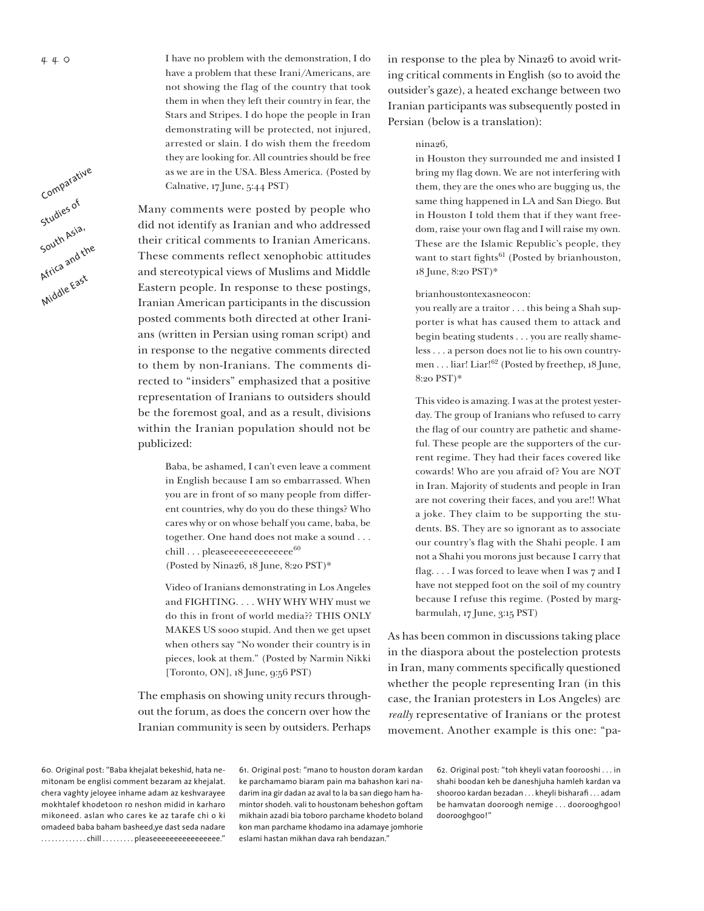I have no problem with the demonstration, I do have a problem that these Irani/Americans, are not showing the flag of the country that took them in when they left their country in fear, the Stars and Stripes. I do hope the people in Iran demonstrating will be protected, not injured, arrested or slain. I do wish them the freedom they are looking for. All countries should be free as we are in the USA. Bless America. (Posted by Calnative, 17 June, 5:44 PST)

Many comments were posted by people who did not identify as Iranian and who addressed their critical comments to Iranian Americans. These comments reflect xenophobic attitudes and stereotypical views of Muslims and Middle Eastern people. In response to these postings, Iranian American participants in the discussion posted comments both directed at other Iranians (written in Persian using roman script) and in response to the negative comments directed to them by non-Iranians. The comments directed to "insiders" emphasized that a positive representation of Iranians to outsiders should be the foremost goal, and as a result, divisions within the Iranian population should not be publicized:

> Baba, be ashamed, I can't even leave a comment in English because I am so embarrassed. When you are in front of so many people from different countries, why do you do these things? Who cares why or on whose behalf you came, baba, be together. One hand does not make a sound . . . chill . . . pleaseeeeeeeeeeeeeee[60] (Posted by Nina26, 18 June, 8:20 PST)*

> Video of Iranians demonstrating in Los Angeles and FIGHTING. . . . WHY WHY WHY must we do this in front of world media?? THIS ONLY MAKES US sooo stupid. And then we get upset when others say "No wonder their country is in pieces, look at them." (Posted by Narmin Nikki [Toronto, ON], 18 June, 9:56 PST)

The emphasis on showing unity recurs throughout the forum, as does the concern over how the Iranian community is seen by outsiders. Perhaps in response to the plea by Nina26 to avoid writing critical comments in English (so to avoid the outsider's gaze), a heated exchange between two Iranian participants was subsequently posted in Persian (below is a translation):

> nina26,
> in Houston they surrounded me and insisted I bring my flag down. We are not interfering with them, they are the ones who are bugging us, the same thing happened in LA and San Diego. But in Houston I told them that if they want freedom, raise your own flag and I will raise my own. These are the Islamic Republic's people, they want to start fights[61] (Posted by brianhouston, 18 June, 8:20 PST)*

> brianhoustontexasneocon:
> you really are a traitor . . . this being a Shah supporter is what has caused them to attack and begin beating students . . . you are really shameless . . . a person does not lie to his own countrymen . . . liar! Liar![62] (Posted by freethep, 18 June, 8:20 PST)*

> This video is amazing. I was at the protest yesterday. The group of Iranians who refused to carry the flag of our country are pathetic and shameful. These people are the supporters of the current regime. They had their faces covered like cowards! Who are you afraid of? You are NOT in Iran. Majority of students and people in Iran are not covering their faces, and you are!! What a joke. They claim to be supporting the students. BS. They are so ignorant as to associate our country's flag with the Shahi people. I am not a Shahi you morons just because I carry that flag. . . . I was forced to leave when I was 7 and I have not stepped foot on the soil of my country because I refuse this regime. (Posted by margbarmulah, 17 June, 3:15 PST)

As has been common in discussions taking place in the diaspora about the postelection protests in Iran, many comments specifically questioned whether the people representing Iran (in this case, the Iranian protesters in Los Angeles) are *really* representative of Iranians or the protest movement. Another example is this one: "pa-

60. Original post: "Baba khejalat bekeshid, hata nemitonam be englisi comment bezaram az khejalat. chera vaghty jeloyee inhame adam az keshvarayee mokhtalef khodetoon ro neshon midid in karharo mikoneed. aslan who cares ke az tarafe chi o ki omadeed baba baham basheed,ye dast seda nadare . . . . . . . . . . . . . chill . . . . . . . . . pleaseeeeeeeeeeeeeeeee."

61. Original post: "mano to houston doram kardan ke parchamamo biaram pain ma bahashon kari nadarim ina gir dadan az aval to la ba san diego ham hamintor shodeh. vali to houstonam beheshon goftam mikhain azadi bia toboro parchame khodeto boland kon man parchame khodamo ina adamaye jomhorie eslami hastan mikhan dava rah bendazan."

62. Original post: "toh kheyli vatan foorooshi . . . in shahi boodan keh be daneshjuha hamleh kardan va shooroo kardan bezadan . . . kheyli bisharafi . . . adam be hamvatan dooroogh nemige . . . doorooghgoo! doorooghgoo!"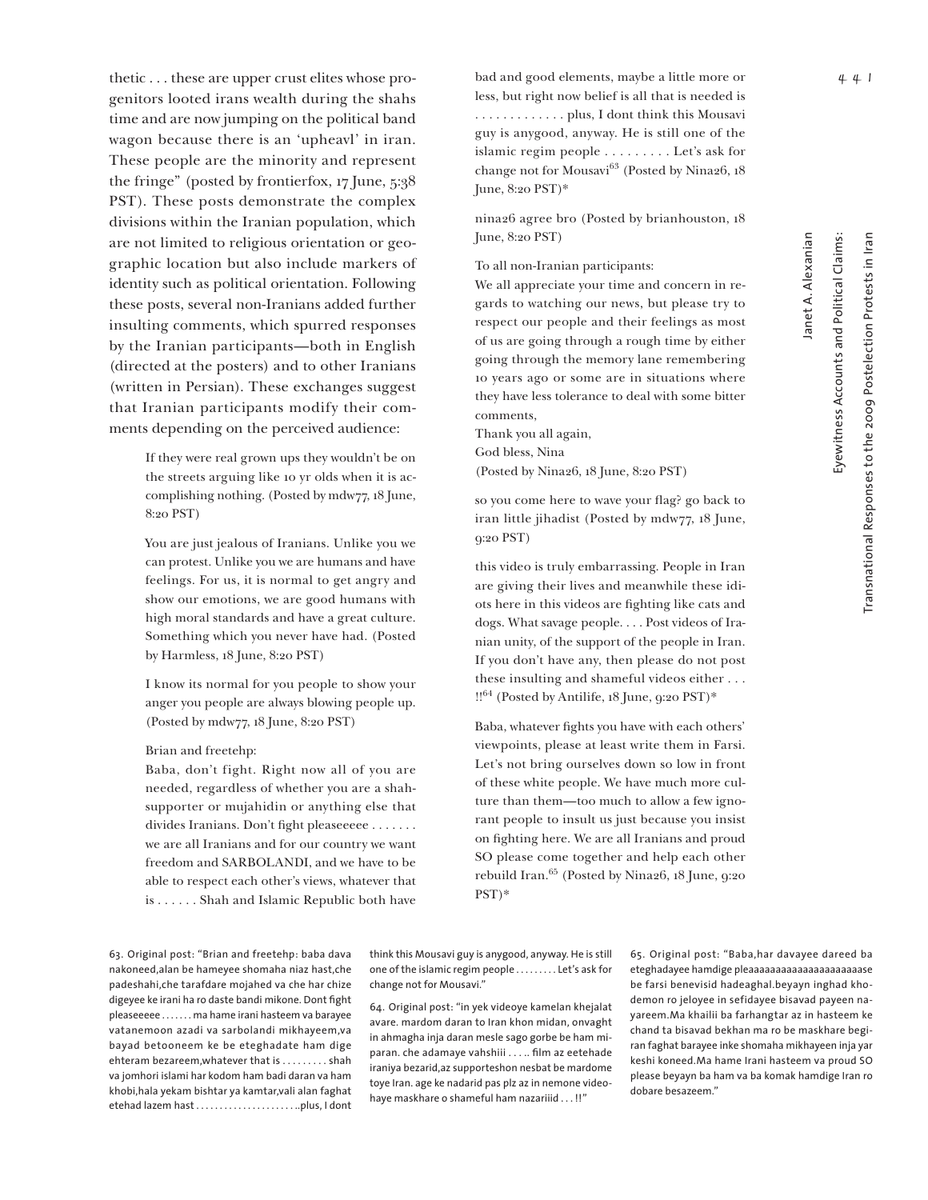thetic . . . these are upper crust elites whose progenitors looted irans wealth during the shahs time and are now jumping on the political band wagon because there is an 'upheavl' in iran. These people are the minority and represent the fringe" (posted by frontierfox, 17 June, 5:38 PST). These posts demonstrate the complex divisions within the Iranian population, which are not limited to religious orientation or geographic location but also include markers of identity such as political orientation. Following these posts, several non-Iranians added further insulting comments, which spurred responses by the Iranian participants—both in English (directed at the posters) and to other Iranians (written in Persian). These exchanges suggest that Iranian participants modify their comments depending on the perceived audience:

> If they were real grown ups they wouldn't be on the streets arguing like 10 yr olds when it is accomplishing nothing. (Posted by mdw77, 18 June, 8:20 PST)
>
> You are just jealous of Iranians. Unlike you we can protest. Unlike you we are humans and have feelings. For us, it is normal to get angry and show our emotions, we are good humans with high moral standards and have a great culture. Something which you never have had. (Posted by Harmless, 18 June, 8:20 PST)
>
> I know its normal for you people to show your anger you people are always blowing people up. (Posted by mdw77, 18 June, 8:20 PST)
>
> Brian and freetehp:
> Baba, don't fight. Right now all of you are needed, regardless of whether you are a shah-supporter or mujahidin or anything else that divides Iranians. Don't fight pleaseeeee . . . . . . . we are all Iranians and for our country we want freedom and SARBOLANDI, and we have to be able to respect each other's views, whatever that is . . . . . . Shah and Islamic Republic both have bad and good elements, maybe a little more or less, but right now belief is all that is needed is . . . . . . . . . . . . . plus, I dont think this Mousavi guy is anygood, anyway. He is still one of the islamic regim people . . . . . . . . . Let's ask for change not for Mousavi[63] (Posted by Nina26, 18 June, 8:20 PST)*
>
> nina26 agree bro (Posted by brianhouston, 18 June, 8:20 PST)
>
> To all non-Iranian participants:
> We all appreciate your time and concern in regards to watching our news, but please try to respect our people and their feelings as most of us are going through a rough time by either going through the memory lane remembering 10 years ago or some are in situations where they have less tolerance to deal with some bitter comments,
> Thank you all again,
> God bless, Nina
> (Posted by Nina26, 18 June, 8:20 PST)
>
> so you come here to wave your flag? go back to iran little jihadist (Posted by mdw77, 18 June, 9:20 PST)
>
> this video is truly embarrassing. People in Iran are giving their lives and meanwhile these idiots here in this videos are fighting like cats and dogs. What savage people. . . . Post videos of Iranian unity, of the support of the people in Iran. If you don't have any, then please do not post these insulting and shameful videos either . . . !![64] (Posted by Antilife, 18 June, 9:20 PST)*
>
> Baba, whatever fights you have with each others' viewpoints, please at least write them in Farsi. Let's not bring ourselves down so low in front of these white people. We have much more culture than them—too much to allow a few ignorant people to insult us just because you insist on fighting here. We are all Iranians and proud SO please come together and help each other rebuild Iran.[65] (Posted by Nina26, 18 June, 9:20 PST)*

63. Original post: "Brian and freetehp: baba dava nakoneed,alan be hameyee shomaha niaz hast,che padeshahi,che tarafdare mojahed va che har chize digeyee ke irani ha ro daste bandi mikone. Dont fight pleaseeeee . . . . . . . ma hame irani hasteem va barayee vatanemoon azadi va sarbolandi mikhayeem,va bayad betooneem ke be eteghadate ham dige ehteram bezareem,whatever that is . . . . . . . . . shah va jomhori islami har kodom ham badi daran va ham khobi,hala yekam bishtar ya kamtar,vali alan faghat etehad lazem hast . . . . . . . . . . . . . . . . . . . . . ..plus, I dont think this Mousavi guy is anygood, anyway. He is still one of the islamic regim people . . . . . . . . . Let's ask for change not for Mousavi."

64. Original post: "in yek videoye kamelan khejalat avare. mardom daran to Iran khon midan, onvaght in ahmagha inja daran mesle sago gorbe be ham miparan. che adamaye vahshiii . . . .. film az eetehade iraniya bezarid,az supporteshon nesbat be mardome toye Iran. age ke nadarid pas plz az in nemone videohaye maskhare o shameful ham nazariiid . . . !!"

65. Original post: "Baba,har davayee dareed ba eteghadayee hamdige pleaaaaaaaaaaaaaaaaaaaaaase be farsi benevisid hadeaghal.beyayn inghad khodemon ro jeloyee in sefidayee bisavad payeen nayareem.Ma khailii ba farhangtar az in hasteem ke chand ta bisavad bekhan ma ro be maskhare begiran faghat barayee inke shomaha mikhayeen inja yar keshi koneed.Ma hame Irani hasteem va proud SO please beyayn ba ham va ba komak hamdige Iran ro dobare besazeem."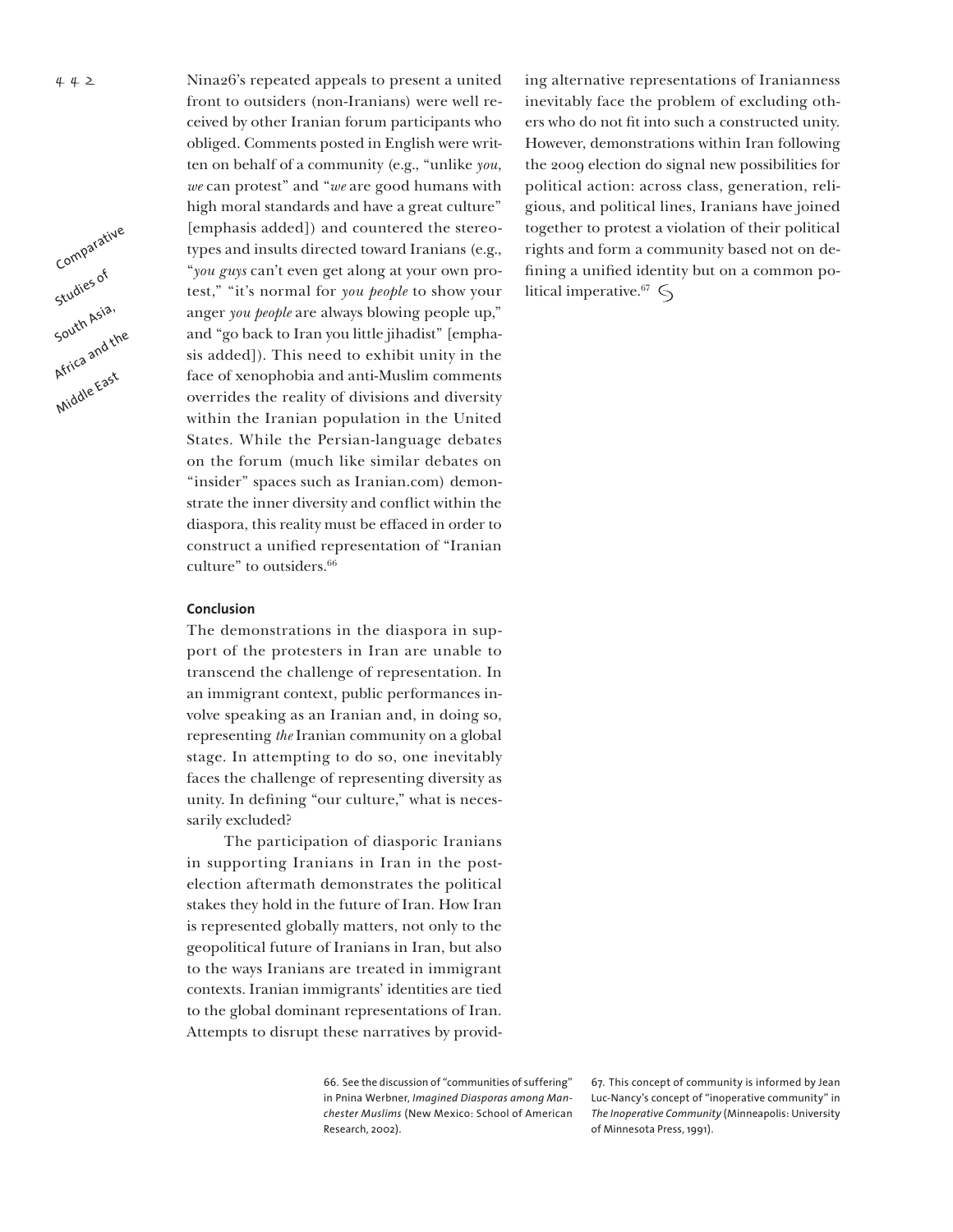Nina26's repeated appeals to present a united front to outsiders (non-Iranians) were well received by other Iranian forum participants who obliged. Comments posted in English were written on behalf of a community (e.g., "unlike *you*, *we* can protest" and "*we* are good humans with high moral standards and have a great culture" [emphasis added]) and countered the stereotypes and insults directed toward Iranians (e.g., "*you guys* can't even get along at your own protest," "it's normal for *you people* to show your anger *you people* are always blowing people up," and "go back to Iran you little jihadist" [emphasis added]). This need to exhibit unity in the face of xenophobia and anti-Muslim comments overrides the reality of divisions and diversity within the Iranian population in the United States. While the Persian-language debates on the forum (much like similar debates on "insider" spaces such as Iranian.com) demonstrate the inner diversity and conflict within the diaspora, this reality must be effaced in order to construct a unified representation of "Iranian culture" to outsiders.[66]

## Conclusion

The demonstrations in the diaspora in support of the protesters in Iran are unable to transcend the challenge of representation. In an immigrant context, public performances involve speaking as an Iranian and, in doing so, representing *the* Iranian community on a global stage. In attempting to do so, one inevitably faces the challenge of representing diversity as unity. In defining "our culture," what is necessarily excluded?

The participation of diasporic Iranians in supporting Iranians in Iran in the post-election aftermath demonstrates the political stakes they hold in the future of Iran. How Iran is represented globally matters, not only to the geopolitical future of Iranians in Iran, but also to the ways Iranians are treated in immigrant contexts. Iranian immigrants' identities are tied to the global dominant representations of Iran. Attempts to disrupt these narratives by providing alternative representations of Iranianness inevitably face the problem of excluding others who do not fit into such a constructed unity. However, demonstrations within Iran following the 2009 election do signal new possibilities for political action: across class, generation, religious, and political lines, Iranians have joined together to protest a violation of their political rights and form a community based not on defining a unified identity but on a common political imperative.[67]

66. See the discussion of "communities of suffering" in Pnina Werbner, *Imagined Diasporas among Manchester Muslims* (New Mexico: School of American Research, 2002).

67. This concept of community is informed by Jean Luc-Nancy's concept of "inoperative community" in *The Inoperative Community* (Minneapolis: University of Minnesota Press, 1991).